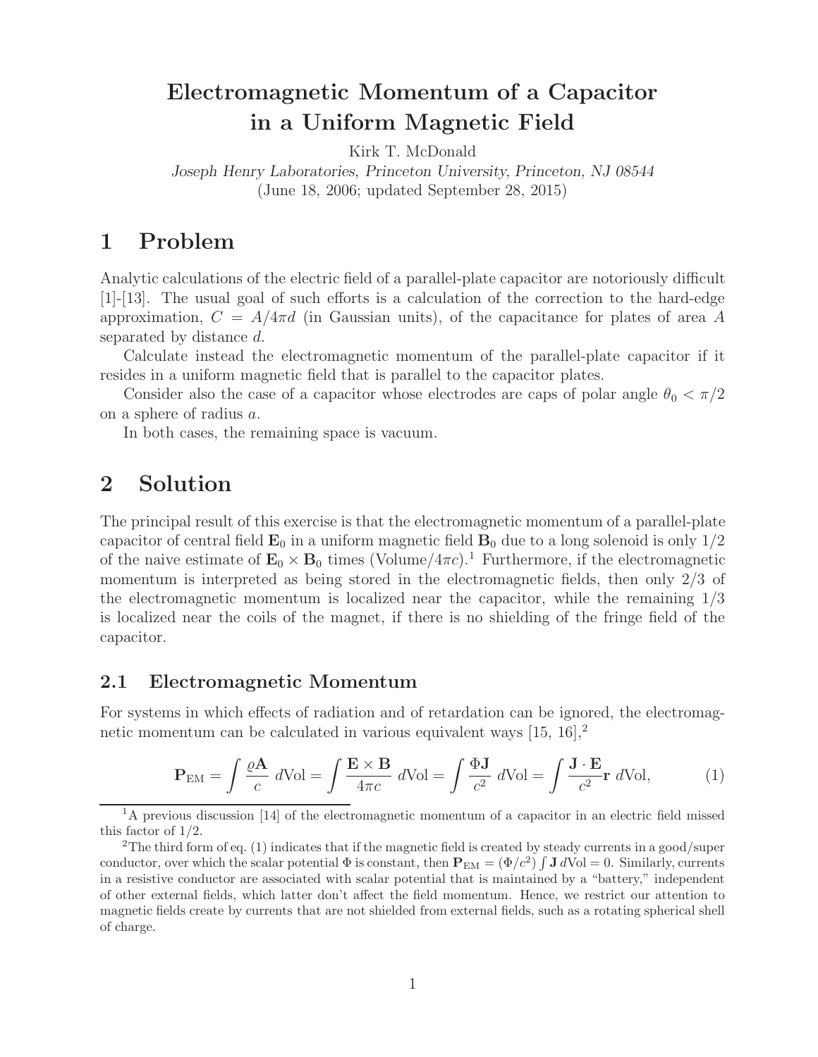# Electromagnetic Momentum of a Capacitor in a Uniform Magnetic Field

Kirk T. McDonald

*Joseph Henry Laboratories, Princeton University, Princeton, NJ 08544*

(June 18, 2006; updated September 28, 2015)

## 1 Problem

Analytic calculations of the electric field of a parallel-plate capacitor are notoriously difficult [1]-[13]. The usual goal of such efforts is a calculation of the correction to the hard-edge approximation, $C = A/4\pi d$ (in Gaussian units), of the capacitance for plates of area $A$ separated by distance $d$.

Calculate instead the electromagnetic momentum of the parallel-plate capacitor if it resides in a uniform magnetic field that is parallel to the capacitor plates.

Consider also the case of a capacitor whose electrodes are caps of polar angle $\theta_0 < \pi/2$ on a sphere of radius $a$.

In both cases, the remaining space is vacuum.

## 2 Solution

The principal result of this exercise is that the electromagnetic momentum of a parallel-plate capacitor of central field $\mathbf{E}_0$ in a uniform magnetic field $\mathbf{B}_0$ due to a long solenoid is only 1/2 of the naive estimate of $\mathbf{E}_0 \times \mathbf{B}_0$ times (Volume/$4\pi c$).[1] Furthermore, if the electromagnetic momentum is interpreted as being stored in the electromagnetic fields, then only 2/3 of the electromagnetic momentum is localized near the capacitor, while the remaining 1/3 is localized near the coils of the magnet, if there is no shielding of the fringe field of the capacitor.

### 2.1 Electromagnetic Momentum

For systems in which effects of radiation and of retardation can be ignored, the electromagnetic momentum can be calculated in various equivalent ways [15, 16],[2]

$$\mathbf{P}_{\rm EM} = \int \frac{\varrho \mathbf{A}}{c}\, d\text{Vol} = \int \frac{\mathbf{E} \times \mathbf{B}}{4\pi c}\, d\text{Vol} = \int \frac{\Phi \mathbf{J}}{c^2}\, d\text{Vol} = \int \frac{\mathbf{J} \cdot \mathbf{E}}{c^2} \mathbf{r}\, d\text{Vol}, \tag{1}$$

[1] A previous discussion [14] of the electromagnetic momentum of a capacitor in an electric field missed this factor of 1/2.

[2] The third form of eq. (1) indicates that if the magnetic field is created by steady currents in a good/super conductor, over which the scalar potential $\Phi$ is constant, then $\mathbf{P}_{\rm EM} = (\Phi/c^2) \int \mathbf{J}\, d\text{Vol} = 0$. Similarly, currents in a resistive conductor are associated with scalar potential that is maintained by a "battery," independent of other external fields, which latter don't affect the field momentum. Hence, we restrict our attention to magnetic fields create by currents that are not shielded from external fields, such as a rotating spherical shell of charge.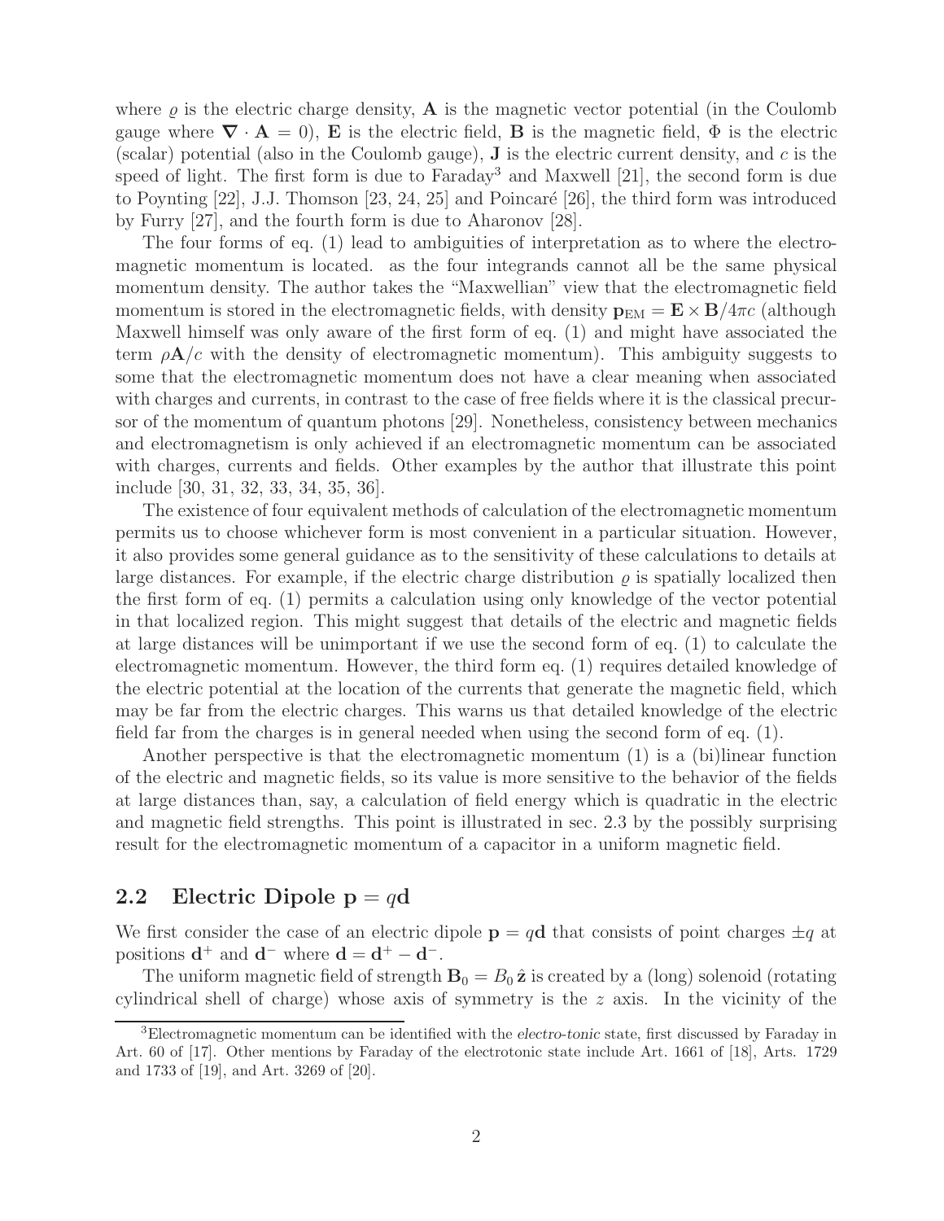where $\varrho$ is the electric charge density, $\mathbf{A}$ is the magnetic vector potential (in the Coulomb gauge where $\boldsymbol{\nabla} \cdot \mathbf{A} = 0$), $\mathbf{E}$ is the electric field, $\mathbf{B}$ is the magnetic field, $\Phi$ is the electric (scalar) potential (also in the Coulomb gauge), $\mathbf{J}$ is the electric current density, and $c$ is the speed of light. The first form is due to Faraday[3] and Maxwell [21], the second form is due to Poynting [22], J.J. Thomson [23, 24, 25] and Poincaré [26], the third form was introduced by Furry [27], and the fourth form is due to Aharonov [28].

The four forms of eq. (1) lead to ambiguities of interpretation as to where the electromagnetic momentum is located. as the four integrands cannot all be the same physical momentum density. The author takes the "Maxwellian" view that the electromagnetic field momentum is stored in the electromagnetic fields, with density $\mathbf{p}_{\rm EM} = \mathbf{E} \times \mathbf{B}/4\pi c$ (although Maxwell himself was only aware of the first form of eq. (1) and might have associated the term $\rho\mathbf{A}/c$ with the density of electromagnetic momentum). This ambiguity suggests to some that the electromagnetic momentum does not have a clear meaning when associated with charges and currents, in contrast to the case of free fields where it is the classical precursor of the momentum of quantum photons [29]. Nonetheless, consistency between mechanics and electromagnetism is only achieved if an electromagnetic momentum can be associated with charges, currents and fields. Other examples by the author that illustrate this point include [30, 31, 32, 33, 34, 35, 36].

The existence of four equivalent methods of calculation of the electromagnetic momentum permits us to choose whichever form is most convenient in a particular situation. However, it also provides some general guidance as to the sensitivity of these calculations to details at large distances. For example, if the electric charge distribution $\varrho$ is spatially localized then the first form of eq. (1) permits a calculation using only knowledge of the vector potential in that localized region. This might suggest that details of the electric and magnetic fields at large distances will be unimportant if we use the second form of eq. (1) to calculate the electromagnetic momentum. However, the third form eq. (1) requires detailed knowledge of the electric potential at the location of the currents that generate the magnetic field, which may be far from the electric charges. This warns us that detailed knowledge of the electric field far from the charges is in general needed when using the second form of eq. (1).

Another perspective is that the electromagnetic momentum (1) is a (bi)linear function of the electric and magnetic fields, so its value is more sensitive to the behavior of the fields at large distances than, say, a calculation of field energy which is quadratic in the electric and magnetic field strengths. This point is illustrated in sec. 2.3 by the possibly surprising result for the electromagnetic momentum of a capacitor in a uniform magnetic field.

## 2.2 Electric Dipole $\mathbf{p} = q\mathbf{d}$

We first consider the case of an electric dipole $\mathbf{p} = q\mathbf{d}$ that consists of point charges $\pm q$ at positions $\mathbf{d}^+$ and $\mathbf{d}^-$ where $\mathbf{d} = \mathbf{d}^+ - \mathbf{d}^-$.

The uniform magnetic field of strength $\mathbf{B}_0 = B_0\,\hat{\mathbf{z}}$ is created by a (long) solenoid (rotating cylindrical shell of charge) whose axis of symmetry is the $z$ axis. In the vicinity of the

[3] Electromagnetic momentum can be identified with the *electro-tonic* state, first discussed by Faraday in Art. 60 of [17]. Other mentions by Faraday of the electrotonic state include Art. 1661 of [18], Arts. 1729 and 1733 of [19], and Art. 3269 of [20].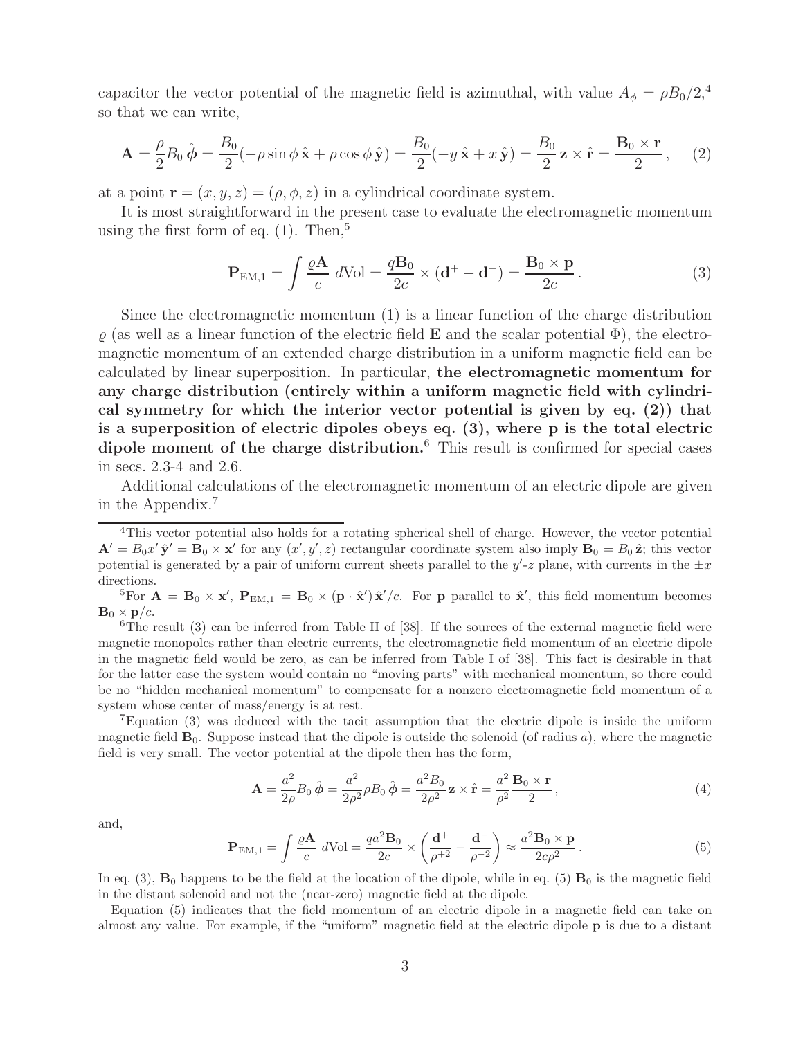capacitor the vector potential of the magnetic field is azimuthal, with value $A_\phi = \rho B_0/2$,[4] so that we can write,

$$\mathbf{A} = \frac{\rho}{2} B_0\,\hat{\boldsymbol{\phi}} = \frac{B_0}{2}(-\rho \sin\phi\,\hat{\mathbf{x}} + \rho\cos\phi\,\hat{\mathbf{y}}) = \frac{B_0}{2}(-y\,\hat{\mathbf{x}} + x\,\hat{\mathbf{y}}) = \frac{B_0}{2}\,\mathbf{z}\times\hat{\mathbf{r}} = \frac{\mathbf{B}_0 \times \mathbf{r}}{2}\,, \qquad (2)$$

at a point $\mathbf{r} = (x, y, z) = (\rho, \phi, z)$ in a cylindrical coordinate system.

It is most straightforward in the present case to evaluate the electromagnetic momentum using the first form of eq. (1). Then,[5]

$$\mathbf{P}_{\rm EM,1} = \int \frac{\varrho \mathbf{A}}{c}\, d\text{Vol} = \frac{q\mathbf{B}_0}{2c} \times (\mathbf{d}^+ - \mathbf{d}^-) = \frac{\mathbf{B}_0 \times \mathbf{p}}{2c}\,. \qquad (3)$$

Since the electromagnetic momentum (1) is a linear function of the charge distribution $\varrho$ (as well as a linear function of the electric field $\mathbf{E}$ and the scalar potential $\Phi$), the electromagnetic momentum of an extended charge distribution in a uniform magnetic field can be calculated by linear superposition. In particular, **the electromagnetic momentum for any charge distribution (entirely within a uniform magnetic field with cylindrical symmetry for which the interior vector potential is given by eq. (2)) that is a superposition of electric dipoles obeys eq. (3), where p is the total electric dipole moment of the charge distribution.**[6] This result is confirmed for special cases in secs. 2.3-4 and 2.6.

Additional calculations of the electromagnetic momentum of an electric dipole are given in the Appendix.[7]

---

[4]This vector potential also holds for a rotating spherical shell of charge. However, the vector potential $\mathbf{A}' = B_0 x'\,\hat{\mathbf{y}}' = \mathbf{B}_0 \times \mathbf{x}'$ for any $(x', y', z)$ rectangular coordinate system also imply $\mathbf{B}_0 = B_0\,\hat{\mathbf{z}}$; this vector potential is generated by a pair of uniform current sheets parallel to the $y'$-$z$ plane, with currents in the $\pm x$ directions.

[5]For $\mathbf{A} = \mathbf{B}_0 \times \mathbf{x}'$, $\mathbf{P}_{\rm EM,1} = \mathbf{B}_0 \times (\mathbf{p}\cdot\hat{\mathbf{x}}')\,\hat{\mathbf{x}}'/c$. For $\mathbf{p}$ parallel to $\hat{\mathbf{x}}'$, this field momentum becomes $\mathbf{B}_0 \times \mathbf{p}/c$.

[6]The result (3) can be inferred from Table II of [38]. If the sources of the external magnetic field were magnetic monopoles rather than electric currents, the electromagnetic field momentum of an electric dipole in the magnetic field would be zero, as can be inferred from Table I of [38]. This fact is desirable in that for the latter case the system would contain no "moving parts" with mechanical momentum, so there could be no "hidden mechanical momentum" to compensate for a nonzero electromagnetic field momentum of a system whose center of mass/energy is at rest.

[7]Equation (3) was deduced with the tacit assumption that the electric dipole is inside the uniform magnetic field $\mathbf{B}_0$. Suppose instead that the dipole is outside the solenoid (of radius $a$), where the magnetic field is very small. The vector potential at the dipole then has the form,

$$\mathbf{A} = \frac{a^2}{2\rho} B_0\,\hat{\boldsymbol{\phi}} = \frac{a^2}{2\rho^2}\rho B_0\,\hat{\boldsymbol{\phi}} = \frac{a^2 B_0}{2\rho^2}\,\mathbf{z}\times\hat{\mathbf{r}} = \frac{a^2}{\rho^2}\frac{\mathbf{B}_0\times\mathbf{r}}{2}\,, \qquad (4)$$

and,

$$\mathbf{P}_{\rm EM,1} = \int \frac{\varrho\mathbf{A}}{c}\, d\text{Vol} = \frac{q a^2 \mathbf{B}_0}{2c} \times \left(\frac{\mathbf{d}^+}{\rho^{+2}} - \frac{\mathbf{d}^-}{\rho^{-2}}\right) \approx \frac{a^2 \mathbf{B}_0 \times \mathbf{p}}{2c\rho^2}\,. \qquad (5)$$

In eq. (3), $\mathbf{B}_0$ happens to be the field at the location of the dipole, while in eq. (5) $\mathbf{B}_0$ is the magnetic field in the distant solenoid and not the (near-zero) magnetic field at the dipole.

Equation (5) indicates that the field momentum of an electric dipole in a magnetic field can take on almost any value. For example, if the "uniform" magnetic field at the electric dipole $\mathbf{p}$ is due to a distant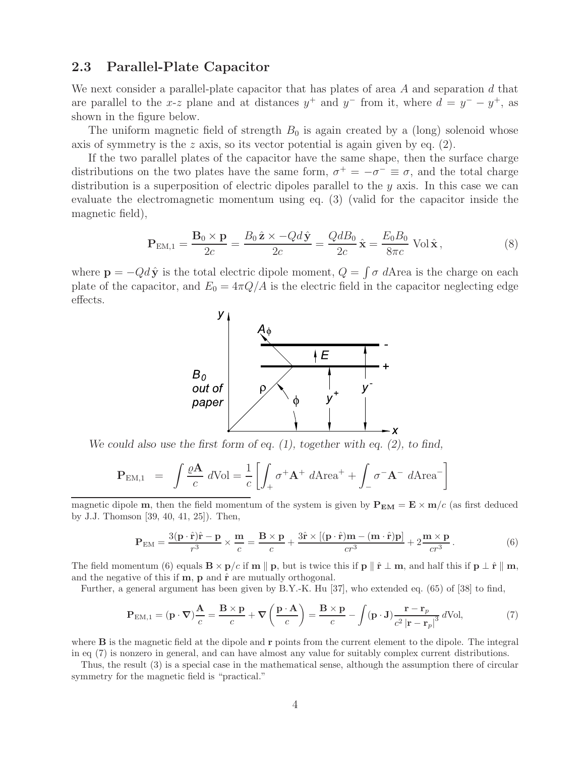## 2.3 Parallel-Plate Capacitor

We next consider a parallel-plate capacitor that has plates of area $A$ and separation $d$ that are parallel to the $x$-$z$ plane and at distances $y^+$ and $y^-$ from it, where $d = y^- - y^+$, as shown in the figure below.

The uniform magnetic field of strength $B_0$ is again created by a (long) solenoid whose axis of symmetry is the $z$ axis, so its vector potential is again given by eq. (2).

If the two parallel plates of the capacitor have the same shape, then the surface charge distributions on the two plates have the same form, $\sigma^+ = -\sigma^- \equiv \sigma$, and the total charge distribution is a superposition of electric dipoles parallel to the $y$ axis. In this case we can evaluate the electromagnetic momentum using eq. (3) (valid for the capacitor inside the magnetic field),

$$\mathbf{P}_{\rm EM,1} = \frac{\mathbf{B}_0 \times \mathbf{p}}{2c} = \frac{B_0\,\hat{\mathbf{z}} \times -Qd\,\hat{\mathbf{y}}}{2c} = \frac{QdB_0}{2c}\,\hat{\mathbf{x}} = \frac{E_0 B_0}{8\pi c}\,\text{Vol}\,\hat{\mathbf{x}}\,, \tag{8}$$

where $\mathbf{p} = -Qd\,\hat{\mathbf{y}}$ is the total electric dipole moment, $Q = \int \sigma\; d\text{Area}$ is the charge on each plate of the capacitor, and $E_0 = 4\pi Q/A$ is the electric field in the capacitor neglecting edge effects.

*We could also use the first form of eq. (1), together with eq. (2), to find,*

$$\mathbf{P}_{\rm EM,1} \;=\; \int \frac{\varrho \mathbf{A}}{c}\; d\text{Vol} = \frac{1}{c}\left[\int_+ \sigma^+ \mathbf{A}^+ \; d\text{Area}^+ + \int_- \sigma^- \mathbf{A}^- \; d\text{Area}^-\right]$$

---

magnetic dipole $\mathbf{m}$, then the field momentum of the system is given by $\mathbf{P_{EM}} = \mathbf{E} \times \mathbf{m}/c$ (as first deduced by J.J. Thomson [39, 40, 41, 25]). Then,

$$\mathbf{P}_{\rm EM} = \frac{3(\mathbf{p}\cdot\hat{\mathbf{r}})\hat{\mathbf{r}} - \mathbf{p}}{r^3} \times \frac{\mathbf{m}}{c} = \frac{\mathbf{B}\times\mathbf{p}}{c} + \frac{3\hat{\mathbf{r}} \times [(\mathbf{p}\cdot\hat{\mathbf{r}})\mathbf{m} - (\mathbf{m}\cdot\hat{\mathbf{r}})\mathbf{p}]}{cr^3} + 2\frac{\mathbf{m}\times\mathbf{p}}{cr^3}\,. \tag{6}$$

The field momentum (6) equals $\mathbf{B}\times\mathbf{p}/c$ if $\mathbf{m} \parallel \mathbf{p}$, but is twice this if $\mathbf{p} \parallel \hat{\mathbf{r}} \perp \mathbf{m}$, and half this if $\mathbf{p} \perp \hat{\mathbf{r}} \parallel \mathbf{m}$, and the negative of this if $\mathbf{m}$, $\mathbf{p}$ and $\hat{\mathbf{r}}$ are mutually orthogonal.

Further, a general argument has been given by B.Y.-K. Hu [37], who extended eq. (65) of [38] to find,

$$\mathbf{P}_{\rm EM,1} = (\mathbf{p}\cdot\boldsymbol{\nabla})\frac{\mathbf{A}}{c} = \frac{\mathbf{B}\times\mathbf{p}}{c} + \boldsymbol{\nabla}\left(\frac{\mathbf{p}\cdot\mathbf{A}}{c}\right) = \frac{\mathbf{B}\times\mathbf{p}}{c} - \int (\mathbf{p}\cdot\mathbf{J})\frac{\mathbf{r}-\mathbf{r}_p}{c^2\,|\mathbf{r}-\mathbf{r}_p|^3}\,d\text{Vol}, \tag{7}$$

where $\mathbf{B}$ is the magnetic field at the dipole and $\mathbf{r}$ points from the current element to the dipole. The integral in eq (7) is nonzero in general, and can have almost any value for suitably complex current distributions.

Thus, the result (3) is a special case in the mathematical sense, although the assumption there of circular symmetry for the magnetic field is "practical."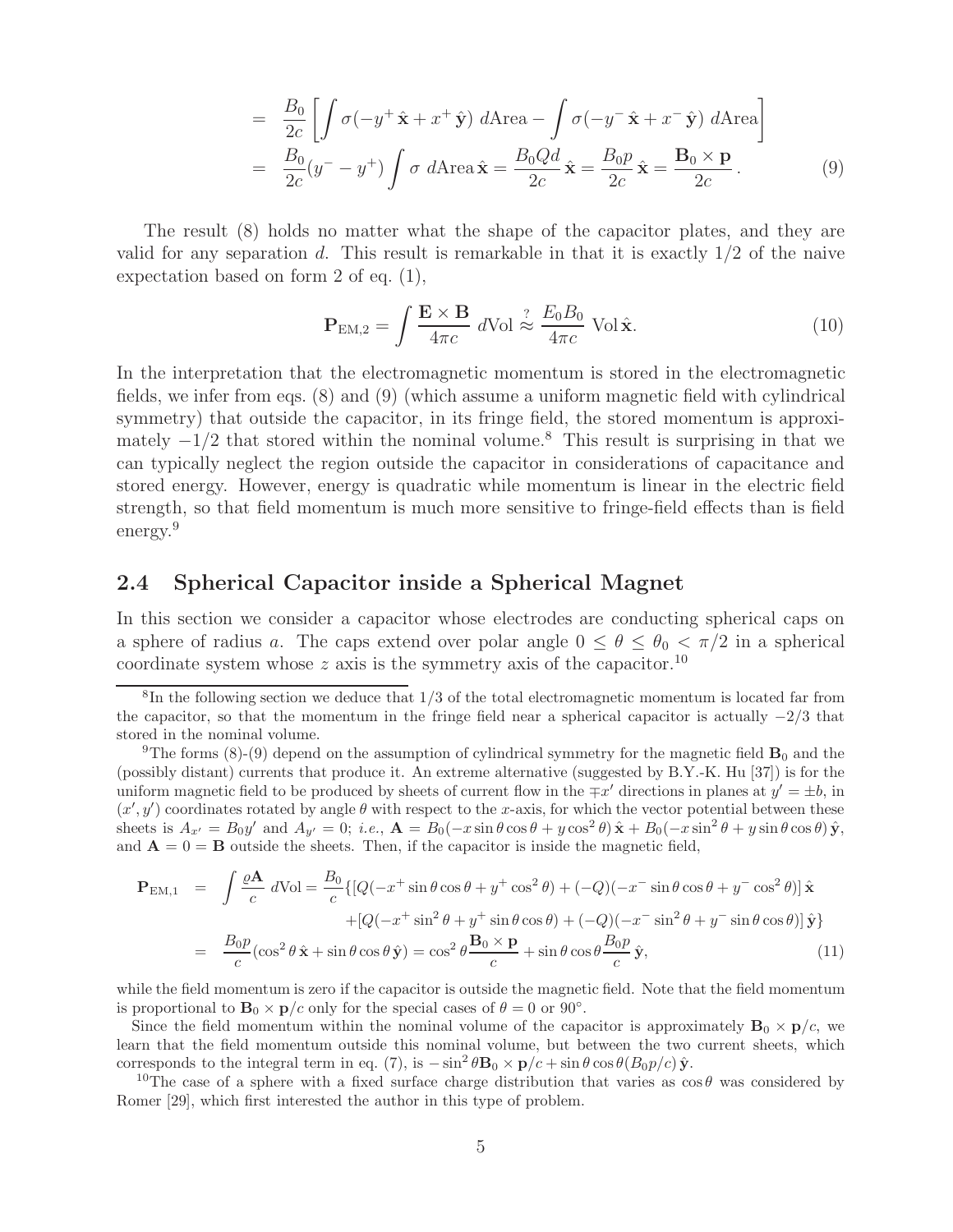$$
\begin{aligned}
&= \frac{B_0}{2c}\left[\int \sigma(-y^+\,\hat{\mathbf{x}} + x^+\,\hat{\mathbf{y}})\ d\text{Area} - \int \sigma(-y^-\,\hat{\mathbf{x}} + x^-\,\hat{\mathbf{y}})\ d\text{Area}\right] \\
&= \frac{B_0}{2c}(y^- - y^+)\int \sigma\ d\text{Area}\,\hat{\mathbf{x}} = \frac{B_0 Q d}{2c}\,\hat{\mathbf{x}} = \frac{B_0 p}{2c}\,\hat{\mathbf{x}} = \frac{\mathbf{B}_0 \times \mathbf{p}}{2c}\,. \qquad (9)
\end{aligned}
$$

The result (8) holds no matter what the shape of the capacitor plates, and they are valid for any separation $d$. This result is remarkable in that it is exactly 1/2 of the naive expectation based on form 2 of eq. (1),

$$
\mathbf{P}_{\text{EM},2} = \int \frac{\mathbf{E}\times\mathbf{B}}{4\pi c}\ d\text{Vol} \overset{?}{\approx} \frac{E_0 B_0}{4\pi c}\ \text{Vol}\,\hat{\mathbf{x}}. \qquad (10)
$$

In the interpretation that the electromagnetic momentum is stored in the electromagnetic fields, we infer from eqs. (8) and (9) (which assume a uniform magnetic field with cylindrical symmetry) that outside the capacitor, in its fringe field, the stored momentum is approximately $-1/2$ that stored within the nominal volume.[8] This result is surprising in that we can typically neglect the region outside the capacitor in considerations of capacitance and stored energy. However, energy is quadratic while momentum is linear in the electric field strength, so that field momentum is much more sensitive to fringe-field effects than is field energy.[9]

## 2.4 Spherical Capacitor inside a Spherical Magnet

In this section we consider a capacitor whose electrodes are conducting spherical caps on a sphere of radius $a$. The caps extend over polar angle $0 \le \theta \le \theta_0 < \pi/2$ in a spherical coordinate system whose $z$ axis is the symmetry axis of the capacitor.[10]

---

[8] In the following section we deduce that 1/3 of the total electromagnetic momentum is located far from the capacitor, so that the momentum in the fringe field near a spherical capacitor is actually $-2/3$ that stored in the nominal volume.

[9] The forms (8)-(9) depend on the assumption of cylindrical symmetry for the magnetic field $\mathbf{B}_0$ and the (possibly distant) currents that produce it. An extreme alternative (suggested by B.Y.-K. Hu [37]) is for the uniform magnetic field to be produced by sheets of current flow in the $\mp x'$ directions in planes at $y' = \pm b$, in $(x', y')$ coordinates rotated by angle $\theta$ with respect to the $x$-axis, for which the vector potential between these sheets is $A_{x'} = B_0 y'$ and $A_{y'} = 0$; *i.e.*, $\mathbf{A} = B_0(-x\sin\theta\cos\theta + y\cos^2\theta)\,\hat{\mathbf{x}} + B_0(-x\sin^2\theta + y\sin\theta\cos\theta)\,\hat{\mathbf{y}}$, and $\mathbf{A} = 0 = \mathbf{B}$ outside the sheets. Then, if the capacitor is inside the magnetic field,

$$
\begin{aligned}
\mathbf{P}_{\text{EM},1} &= \int \frac{\varrho\mathbf{A}}{c}\ d\text{Vol} = \frac{B_0}{c}\{[Q(-x^+\sin\theta\cos\theta + y^+\cos^2\theta) + (-Q)(-x^-\sin\theta\cos\theta + y^-\cos^2\theta)]\,\hat{\mathbf{x}} \\
&\qquad + [Q(-x^+\sin^2\theta + y^+\sin\theta\cos\theta) + (-Q)(-x^-\sin^2\theta + y^-\sin\theta\cos\theta)]\,\hat{\mathbf{y}}\} \\
&= \frac{B_0 p}{c}(\cos^2\theta\,\hat{\mathbf{x}} + \sin\theta\cos\theta\,\hat{\mathbf{y}}) = \cos^2\theta\,\frac{\mathbf{B}_0\times\mathbf{p}}{c} + \sin\theta\cos\theta\,\frac{B_0 p}{c}\,\hat{\mathbf{y}}, \qquad (11)
\end{aligned}
$$

while the field momentum is zero if the capacitor is outside the magnetic field. Note that the field momentum is proportional to $\mathbf{B}_0 \times \mathbf{p}/c$ only for the special cases of $\theta = 0$ or $90^\circ$.

Since the field momentum within the nominal volume of the capacitor is approximately $\mathbf{B}_0 \times \mathbf{p}/c$, we learn that the field momentum outside this nominal volume, but between the two current sheets, which corresponds to the integral term in eq. (7), is $-\sin^2\theta\mathbf{B}_0 \times \mathbf{p}/c + \sin\theta\cos\theta(B_0 p/c)\,\hat{\mathbf{y}}$.

[10] The case of a sphere with a fixed surface charge distribution that varies as $\cos\theta$ was considered by Romer [29], which first interested the author in this type of problem.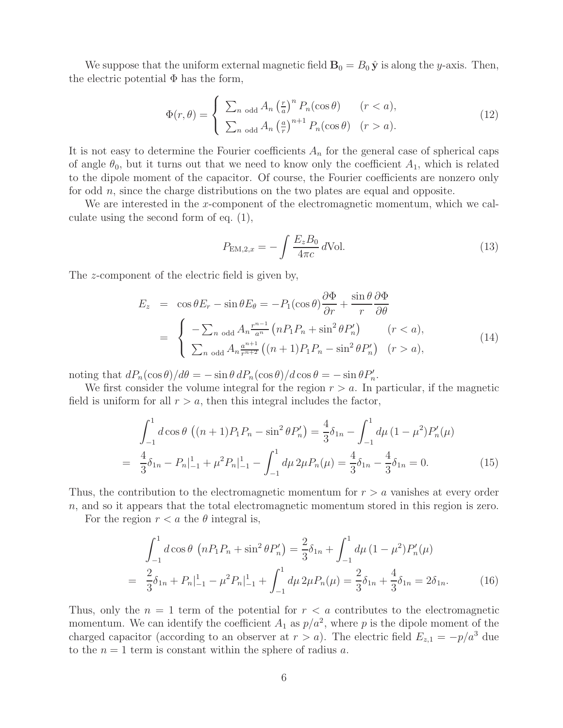We suppose that the uniform external magnetic field $\mathbf{B}_0 = B_0\,\hat{\mathbf{y}}$ is along the $y$-axis. Then, the electric potential $\Phi$ has the form,

$$
\Phi(r,\theta) = \left\{ \begin{array}{ll} \sum_{n \text{ odd}} A_n \left(\frac{r}{a}\right)^n P_n(\cos\theta) & (r < a), \\ \sum_{n \text{ odd}} A_n \left(\frac{a}{r}\right)^{n+1} P_n(\cos\theta) & (r > a). \end{array} \right. \tag{12}
$$

It is not easy to determine the Fourier coefficients $A_n$ for the general case of spherical caps of angle $\theta_0$, but it turns out that we need to know only the coefficient $A_1$, which is related to the dipole moment of the capacitor. Of course, the Fourier coefficients are nonzero only for odd $n$, since the charge distributions on the two plates are equal and opposite.

We are interested in the $x$-component of the electromagnetic momentum, which we calculate using the second form of eq. (1),

$$
P_{\text{EM},2,x} = -\int \frac{E_z B_0}{4\pi c}\, d\text{Vol}. \tag{13}
$$

The $z$-component of the electric field is given by,

$$
\begin{aligned}
E_z &= \cos\theta E_r - \sin\theta E_\theta = -P_1(\cos\theta)\frac{\partial \Phi}{\partial r} + \frac{\sin\theta}{r}\frac{\partial \Phi}{\partial \theta} \\
&= \left\{ \begin{array}{ll} -\sum_{n \text{ odd}} A_n \frac{r^{n-1}}{a^n}\left(nP_1P_n + \sin^2\theta P_n'\right) & (r < a), \\ \sum_{n \text{ odd}} A_n \frac{a^{n+1}}{r^{n+2}}\left((n+1)P_1P_n - \sin^2\theta P_n'\right) & (r > a), \end{array} \right.
\end{aligned} \tag{14}
$$

noting that $dP_n(\cos\theta)/d\theta = -\sin\theta\, dP_n(\cos\theta)/d\cos\theta = -\sin\theta P_n'$.

We first consider the volume integral for the region $r > a$. In particular, if the magnetic field is uniform for all $r > a$, then this integral includes the factor,

$$
\begin{aligned}
&\int_{-1}^{1} d\cos\theta\, \left((n+1)P_1P_n - \sin^2\theta P_n'\right) = \frac{4}{3}\delta_{1n} - \int_{-1}^{1} d\mu\,(1-\mu^2)P_n'(\mu) \\
&= \frac{4}{3}\delta_{1n} - P_n|_{-1}^{1} + \mu^2 P_n|_{-1}^{1} - \int_{-1}^{1} d\mu\, 2\mu P_n(\mu) = \frac{4}{3}\delta_{1n} - \frac{4}{3}\delta_{1n} = 0.
\end{aligned} \tag{15}
$$

Thus, the contribution to the electromagnetic momentum for $r > a$ vanishes at every order $n$, and so it appears that the total electromagnetic momentum stored in this region is zero.

For the region $r < a$ the $\theta$ integral is,

$$
\begin{aligned}
&\int_{-1}^{1} d\cos\theta\, \left(nP_1P_n + \sin^2\theta P_n'\right) = \frac{2}{3}\delta_{1n} + \int_{-1}^{1} d\mu\,(1-\mu^2)P_n'(\mu) \\
&= \frac{2}{3}\delta_{1n} + P_n|_{-1}^{1} - \mu^2 P_n|_{-1}^{1} + \int_{-1}^{1} d\mu\, 2\mu P_n(\mu) = \frac{2}{3}\delta_{1n} + \frac{4}{3}\delta_{1n} = 2\delta_{1n}.
\end{aligned} \tag{16}
$$

Thus, only the $n = 1$ term of the potential for $r < a$ contributes to the electromagnetic momentum. We can identify the coefficient $A_1$ as $p/a^2$, where $p$ is the dipole moment of the charged capacitor (according to an observer at $r > a$). The electric field $E_{z,1} = -p/a^3$ due to the $n = 1$ term is constant within the sphere of radius $a$.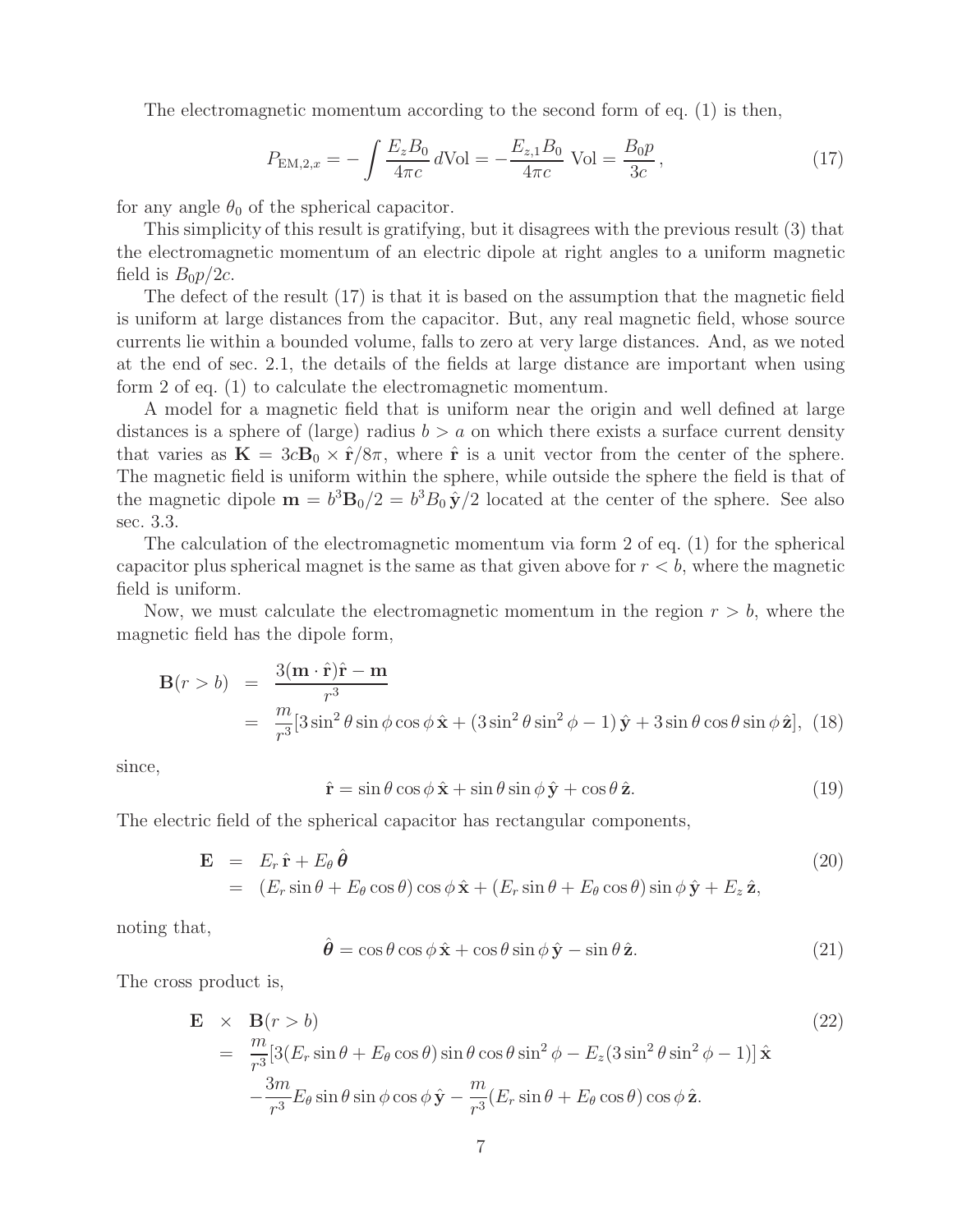The electromagnetic momentum according to the second form of eq. (1) is then,

$$P_{\mathrm{EM},2,x} = -\int \frac{E_z B_0}{4\pi c}\, d\mathrm{Vol} = -\frac{E_{z,1} B_0}{4\pi c}\ \mathrm{Vol} = \frac{B_0 p}{3c}\,, \tag{17}$$

for any angle $\theta_0$ of the spherical capacitor.

This simplicity of this result is gratifying, but it disagrees with the previous result (3) that the electromagnetic momentum of an electric dipole at right angles to a uniform magnetic field is $B_0 p/2c$.

The defect of the result (17) is that it is based on the assumption that the magnetic field is uniform at large distances from the capacitor. But, any real magnetic field, whose source currents lie within a bounded volume, falls to zero at very large distances. And, as we noted at the end of sec. 2.1, the details of the fields at large distance are important when using form 2 of eq. (1) to calculate the electromagnetic momentum.

A model for a magnetic field that is uniform near the origin and well defined at large distances is a sphere of (large) radius $b > a$ on which there exists a surface current density that varies as $\mathbf{K} = 3c\mathbf{B}_0 \times \hat{\mathbf{r}}/8\pi$, where $\hat{\mathbf{r}}$ is a unit vector from the center of the sphere. The magnetic field is uniform within the sphere, while outside the sphere the field is that of the magnetic dipole $\mathbf{m} = b^3\mathbf{B}_0/2 = b^3 B_0\,\hat{\mathbf{y}}/2$ located at the center of the sphere. See also sec. 3.3.

The calculation of the electromagnetic momentum via form 2 of eq. (1) for the spherical capacitor plus spherical magnet is the same as that given above for $r < b$, where the magnetic field is uniform.

Now, we must calculate the electromagnetic momentum in the region $r > b$, where the magnetic field has the dipole form,

$$\begin{aligned}
\mathbf{B}(r > b) &= \frac{3(\mathbf{m}\cdot\hat{\mathbf{r}})\hat{\mathbf{r}} - \mathbf{m}}{r^3} \\
&= \frac{m}{r^3}[3\sin^2\theta\sin\phi\cos\phi\,\hat{\mathbf{x}} + (3\sin^2\theta\sin^2\phi - 1)\,\hat{\mathbf{y}} + 3\sin\theta\cos\theta\sin\phi\,\hat{\mathbf{z}}],
\end{aligned} \tag{18}$$

since,

$$\hat{\mathbf{r}} = \sin\theta\cos\phi\,\hat{\mathbf{x}} + \sin\theta\sin\phi\,\hat{\mathbf{y}} + \cos\theta\,\hat{\mathbf{z}}. \tag{19}$$

The electric field of the spherical capacitor has rectangular components,

$$\begin{aligned}
\mathbf{E} &= E_r\,\hat{\mathbf{r}} + E_\theta\,\hat{\boldsymbol{\theta}} \\
&= (E_r\sin\theta + E_\theta\cos\theta)\cos\phi\,\hat{\mathbf{x}} + (E_r\sin\theta + E_\theta\cos\theta)\sin\phi\,\hat{\mathbf{y}} + E_z\,\hat{\mathbf{z}},
\end{aligned} \tag{20}$$

noting that,

$$\hat{\boldsymbol{\theta}} = \cos\theta\cos\phi\,\hat{\mathbf{x}} + \cos\theta\sin\phi\,\hat{\mathbf{y}} - \sin\theta\,\hat{\mathbf{z}}. \tag{21}$$

The cross product is,

$$\begin{aligned}
\mathbf{E} \;\times\; & \mathbf{B}(r > b) \\
&= \frac{m}{r^3}[3(E_r\sin\theta + E_\theta\cos\theta)\sin\theta\cos\theta\sin^2\phi - E_z(3\sin^2\theta\sin^2\phi - 1)]\,\hat{\mathbf{x}} \\
&\quad -\frac{3m}{r^3}E_\theta\sin\theta\sin\phi\cos\phi\,\hat{\mathbf{y}} - \frac{m}{r^3}(E_r\sin\theta + E_\theta\cos\theta)\cos\phi\,\hat{\mathbf{z}}.
\end{aligned} \tag{22}$$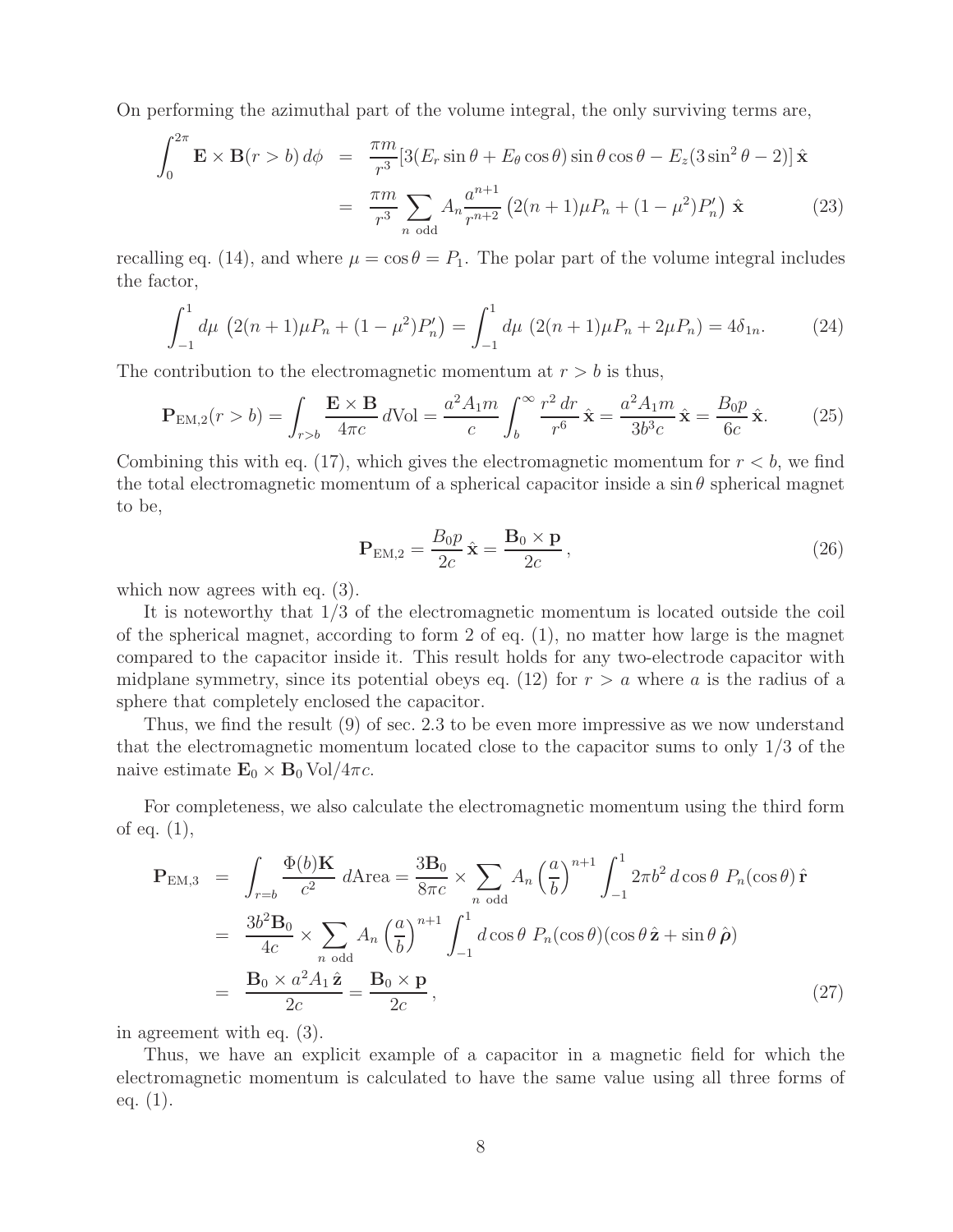On performing the azimuthal part of the volume integral, the only surviving terms are,

$$
\begin{aligned}
\int_0^{2\pi} \mathbf{E}\times\mathbf{B}(r>b)\,d\phi &= \frac{\pi m}{r^3}[3(E_r\sin\theta + E_\theta\cos\theta)\sin\theta\cos\theta - E_z(3\sin^2\theta - 2)]\,\hat{\mathbf{x}} \\
&= \frac{\pi m}{r^3}\sum_{n\ \mathrm{odd}} A_n \frac{a^{n+1}}{r^{n+2}}\left(2(n+1)\mu P_n + (1-\mu^2)P_n'\right)\,\hat{\mathbf{x}} \qquad (23)
\end{aligned}
$$

recalling eq. (14), and where $\mu = \cos\theta = P_1$. The polar part of the volume integral includes the factor,

$$
\int_{-1}^{1} d\mu\ \left(2(n+1)\mu P_n + (1-\mu^2)P_n'\right) = \int_{-1}^{1} d\mu\ (2(n+1)\mu P_n + 2\mu P_n) = 4\delta_{1n}. \qquad (24)
$$

The contribution to the electromagnetic momentum at $r > b$ is thus,

$$
\mathbf{P}_{\mathrm{EM},2}(r>b) = \int_{r>b}\frac{\mathbf{E}\times\mathbf{B}}{4\pi c}\,d\mathrm{Vol} = \frac{a^2 A_1 m}{c}\int_b^\infty \frac{r^2\,dr}{r^6}\,\hat{\mathbf{x}} = \frac{a^2A_1m}{3b^3c}\,\hat{\mathbf{x}} = \frac{B_0 p}{6c}\,\hat{\mathbf{x}}. \qquad (25)
$$

Combining this with eq. (17), which gives the electromagnetic momentum for $r < b$, we find the total electromagnetic momentum of a spherical capacitor inside a $\sin\theta$ spherical magnet to be,

$$
\mathbf{P}_{\mathrm{EM},2} = \frac{B_0 p}{2c}\,\hat{\mathbf{x}} = \frac{\mathbf{B}_0\times\mathbf{p}}{2c}, \qquad (26)
$$

which now agrees with eq. (3).

It is noteworthy that 1/3 of the electromagnetic momentum is located outside the coil of the spherical magnet, according to form 2 of eq. (1), no matter how large is the magnet compared to the capacitor inside it. This result holds for any two-electrode capacitor with midplane symmetry, since its potential obeys eq. (12) for $r > a$ where $a$ is the radius of a sphere that completely enclosed the capacitor.

Thus, we find the result (9) of sec. 2.3 to be even more impressive as we now understand that the electromagnetic momentum located close to the capacitor sums to only 1/3 of the naive estimate $\mathbf{E}_0\times\mathbf{B}_0\,\mathrm{Vol}/4\pi c$.

For completeness, we also calculate the electromagnetic momentum using the third form of eq. (1),

$$
\begin{aligned}
\mathbf{P}_{\mathrm{EM},3} &= \int_{r=b}\frac{\Phi(b)\mathbf{K}}{c^2}\,d\mathrm{Area} = \frac{3\mathbf{B}_0}{8\pi c}\times\sum_{n\ \mathrm{odd}} A_n\left(\frac{a}{b}\right)^{n+1}\int_{-1}^{1} 2\pi b^2\,d\cos\theta\ P_n(\cos\theta)\,\hat{\mathbf{r}} \\
&= \frac{3b^2\mathbf{B}_0}{4c}\times\sum_{n\ \mathrm{odd}} A_n\left(\frac{a}{b}\right)^{n+1}\int_{-1}^{1} d\cos\theta\ P_n(\cos\theta)(\cos\theta\,\hat{\mathbf{z}} + \sin\theta\,\hat{\boldsymbol{\rho}}) \\
&= \frac{\mathbf{B}_0\times a^2A_1\,\hat{\mathbf{z}}}{2c} = \frac{\mathbf{B}_0\times\mathbf{p}}{2c}, \qquad (27)
\end{aligned}
$$

in agreement with eq. (3).

Thus, we have an explicit example of a capacitor in a magnetic field for which the electromagnetic momentum is calculated to have the same value using all three forms of eq. (1).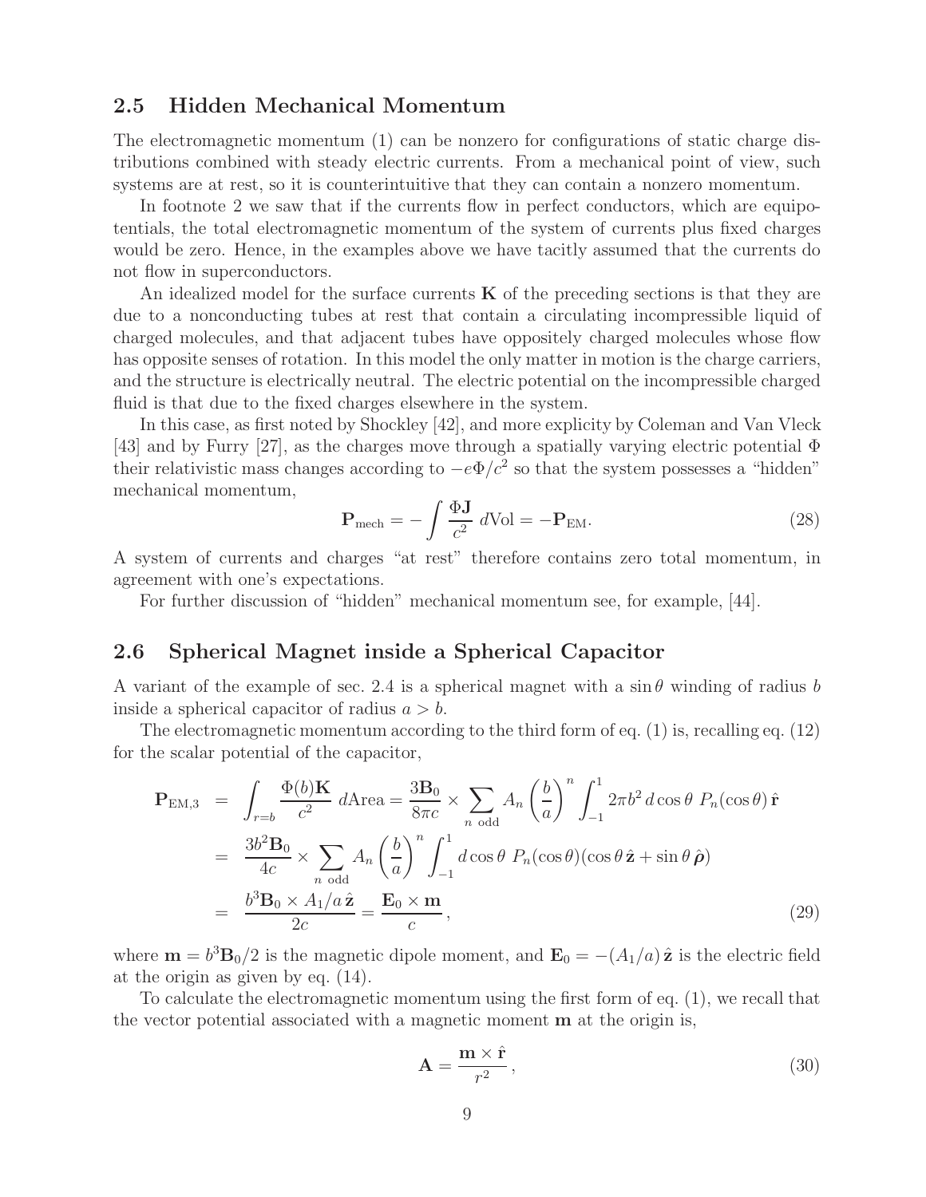## 2.5 Hidden Mechanical Momentum

The electromagnetic momentum (1) can be nonzero for configurations of static charge distributions combined with steady electric currents. From a mechanical point of view, such systems are at rest, so it is counterintuitive that they can contain a nonzero momentum.

In footnote 2 we saw that if the currents flow in perfect conductors, which are equipotentials, the total electromagnetic momentum of the system of currents plus fixed charges would be zero. Hence, in the examples above we have tacitly assumed that the currents do not flow in superconductors.

An idealized model for the surface currents $\mathbf{K}$ of the preceding sections is that they are due to a nonconducting tubes at rest that contain a circulating incompressible liquid of charged molecules, and that adjacent tubes have oppositely charged molecules whose flow has opposite senses of rotation. In this model the only matter in motion is the charge carriers, and the structure is electrically neutral. The electric potential on the incompressible charged fluid is that due to the fixed charges elsewhere in the system.

In this case, as first noted by Shockley [42], and more explicity by Coleman and Van Vleck [43] and by Furry [27], as the charges move through a spatially varying electric potential $\Phi$ their relativistic mass changes according to $-e\Phi/c^2$ so that the system possesses a "hidden" mechanical momentum,

$$
\mathbf{P}_{\rm mech} = -\int \frac{\Phi \mathbf{J}}{c^2}\, d\mathrm{Vol} = -\mathbf{P}_{\rm EM}. \tag{28}
$$

A system of currents and charges "at rest" therefore contains zero total momentum, in agreement with one's expectations.

For further discussion of "hidden" mechanical momentum see, for example, [44].

## 2.6 Spherical Magnet inside a Spherical Capacitor

A variant of the example of sec. 2.4 is a spherical magnet with a $\sin\theta$ winding of radius $b$ inside a spherical capacitor of radius $a > b$.

The electromagnetic momentum according to the third form of eq. (1) is, recalling eq. (12) for the scalar potential of the capacitor,

$$
\begin{aligned}
\mathbf{P}_{\rm EM,3} &= \int_{r=b} \frac{\Phi(b)\mathbf{K}}{c^2}\, d\mathrm{Area} = \frac{3\mathbf{B}_0}{8\pi c} \times \sum_{n \text{ odd}} A_n \left(\frac{b}{a}\right)^n \int_{-1}^{1} 2\pi b^2\, d\cos\theta\; P_n(\cos\theta)\, \hat{\mathbf{r}} \\
&= \frac{3b^2 \mathbf{B}_0}{4c} \times \sum_{n \text{ odd}} A_n \left(\frac{b}{a}\right)^n \int_{-1}^{1} d\cos\theta\; P_n(\cos\theta)(\cos\theta\, \hat{\mathbf{z}} + \sin\theta\, \hat{\boldsymbol{\rho}}) \\
&= \frac{b^3 \mathbf{B}_0 \times A_1/a\, \hat{\mathbf{z}}}{2c} = \frac{\mathbf{E}_0 \times \mathbf{m}}{c}\,,
\end{aligned} \tag{29}
$$

where $\mathbf{m} = b^3\mathbf{B}_0/2$ is the magnetic dipole moment, and $\mathbf{E}_0 = -(A_1/a)\,\hat{\mathbf{z}}$ is the electric field at the origin as given by eq. (14).

To calculate the electromagnetic momentum using the first form of eq. (1), we recall that the vector potential associated with a magnetic moment $\mathbf{m}$ at the origin is,

$$
\mathbf{A} = \frac{\mathbf{m} \times \hat{\mathbf{r}}}{r^2}\,, \tag{30}
$$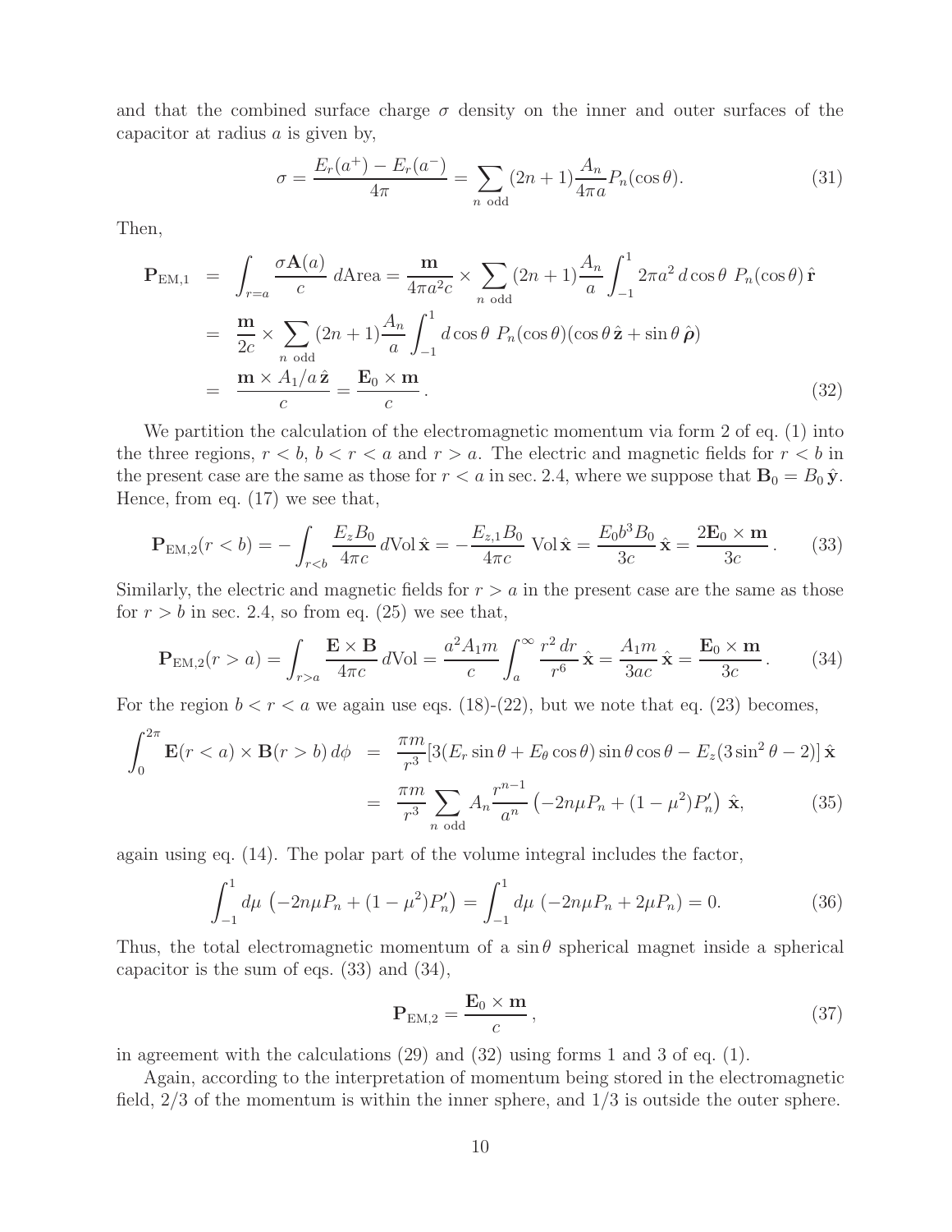and that the combined surface charge $\sigma$ density on the inner and outer surfaces of the capacitor at radius $a$ is given by,

$$\sigma = \frac{E_r(a^+) - E_r(a^-)}{4\pi} = \sum_{n \text{ odd}} (2n+1) \frac{A_n}{4\pi a} P_n(\cos\theta). \tag{31}$$

Then,

$$\begin{aligned}
\mathbf{P}_{\text{EM},1} &= \int_{r=a} \frac{\sigma \mathbf{A}(a)}{c}\, d\text{Area} = \frac{\mathbf{m}}{4\pi a^2 c} \times \sum_{n \text{ odd}} (2n+1) \frac{A_n}{a} \int_{-1}^{1} 2\pi a^2\, d\cos\theta\ P_n(\cos\theta)\, \hat{\mathbf{r}} \\
&= \frac{\mathbf{m}}{2c} \times \sum_{n \text{ odd}} (2n+1) \frac{A_n}{a} \int_{-1}^{1} d\cos\theta\ P_n(\cos\theta)(\cos\theta\, \hat{\mathbf{z}} + \sin\theta\, \hat{\boldsymbol{\rho}}) \\
&= \frac{\mathbf{m} \times A_1/a\, \hat{\mathbf{z}}}{c} = \frac{\mathbf{E}_0 \times \mathbf{m}}{c}.
\end{aligned} \tag{32}$$

We partition the calculation of the electromagnetic momentum via form 2 of eq. (1) into the three regions, $r < b$, $b < r < a$ and $r > a$. The electric and magnetic fields for $r < b$ in the present case are the same as those for $r < a$ in sec. 2.4, where we suppose that $\mathbf{B}_0 = B_0\, \hat{\mathbf{y}}$. Hence, from eq. (17) we see that,

$$\mathbf{P}_{\text{EM},2}(r < b) = -\int_{r<b} \frac{E_z B_0}{4\pi c}\, d\text{Vol}\, \hat{\mathbf{x}} = -\frac{E_{z,1} B_0}{4\pi c}\ \text{Vol}\, \hat{\mathbf{x}} = \frac{E_0 b^3 B_0}{3c}\, \hat{\mathbf{x}} = \frac{2\mathbf{E}_0 \times \mathbf{m}}{3c}. \tag{33}$$

Similarly, the electric and magnetic fields for $r > a$ in the present case are the same as those for $r > b$ in sec. 2.4, so from eq. (25) we see that,

$$\mathbf{P}_{\text{EM},2}(r > a) = \int_{r>a} \frac{\mathbf{E} \times \mathbf{B}}{4\pi c}\, d\text{Vol} = \frac{a^2 A_1 m}{c} \int_a^\infty \frac{r^2\, dr}{r^6}\, \hat{\mathbf{x}} = \frac{A_1 m}{3ac}\, \hat{\mathbf{x}} = \frac{\mathbf{E}_0 \times \mathbf{m}}{3c}. \tag{34}$$

For the region $b < r < a$ we again use eqs. (18)-(22), but we note that eq. (23) becomes,

$$\begin{aligned}
\int_0^{2\pi} \mathbf{E}(r < a) \times \mathbf{B}(r > b)\, d\phi &= \frac{\pi m}{r^3} [3(E_r \sin\theta + E_\theta \cos\theta) \sin\theta \cos\theta - E_z(3\sin^2\theta - 2)]\, \hat{\mathbf{x}} \\
&= \frac{\pi m}{r^3} \sum_{n \text{ odd}} A_n \frac{r^{n-1}}{a^n} \left(-2n\mu P_n + (1 - \mu^2) P_n'\right)\, \hat{\mathbf{x}},
\end{aligned} \tag{35}$$

again using eq. (14). The polar part of the volume integral includes the factor,

$$\int_{-1}^{1} d\mu\ \left(-2n\mu P_n + (1 - \mu^2) P_n'\right) = \int_{-1}^{1} d\mu\ (-2n\mu P_n + 2\mu P_n) = 0. \tag{36}$$

Thus, the total electromagnetic momentum of a $\sin\theta$ spherical magnet inside a spherical capacitor is the sum of eqs. (33) and (34),

$$\mathbf{P}_{\text{EM},2} = \frac{\mathbf{E}_0 \times \mathbf{m}}{c}, \tag{37}$$

in agreement with the calculations (29) and (32) using forms 1 and 3 of eq. (1).

Again, according to the interpretation of momentum being stored in the electromagnetic field, 2/3 of the momentum is within the inner sphere, and 1/3 is outside the outer sphere.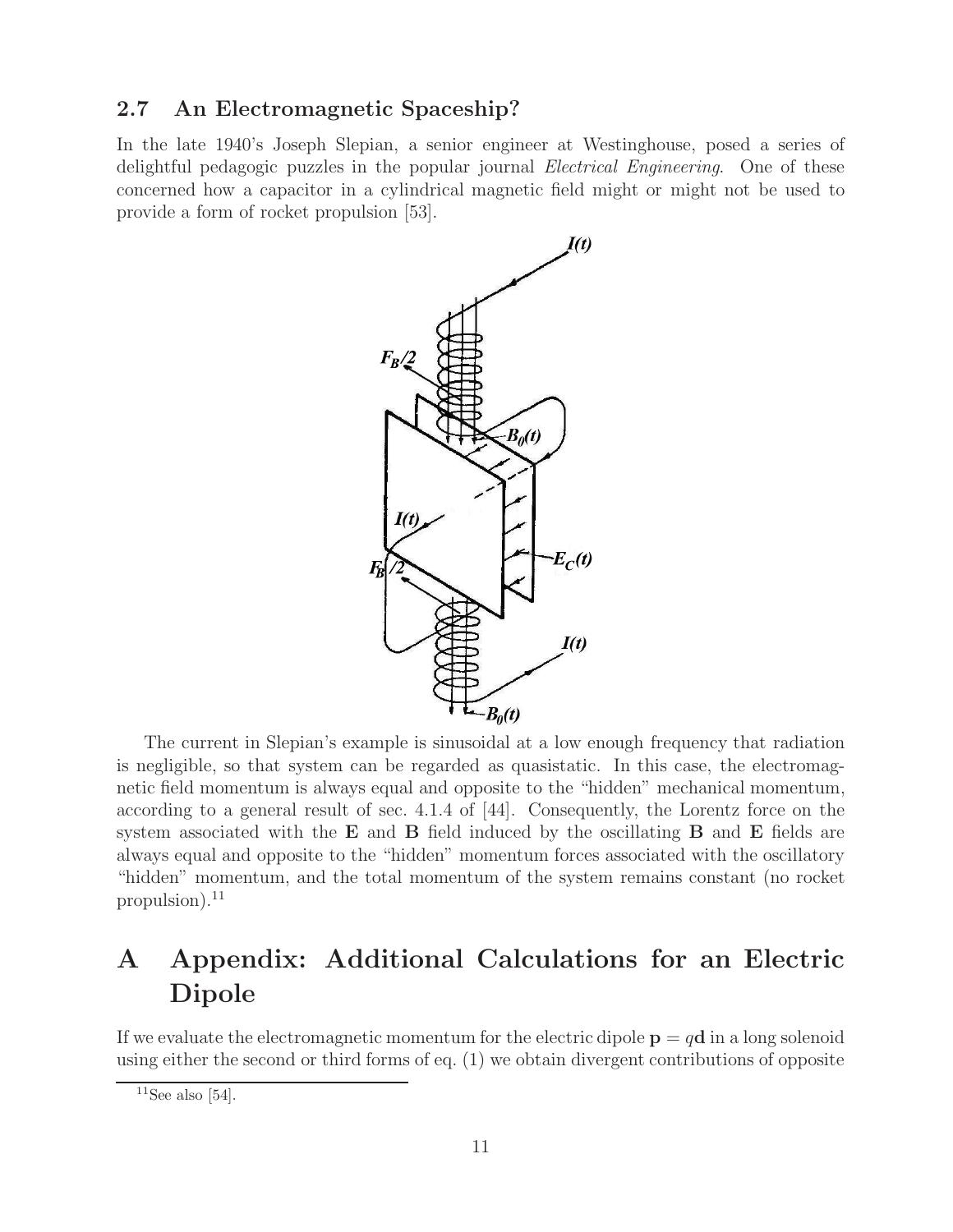### 2.7 An Electromagnetic Spaceship?

In the late 1940's Joseph Slepian, a senior engineer at Westinghouse, posed a series of delightful pedagogic puzzles in the popular journal *Electrical Engineering*. One of these concerned how a capacitor in a cylindrical magnetic field might or might not be used to provide a form of rocket propulsion [53].

The current in Slepian's example is sinusoidal at a low enough frequency that radiation is negligible, so that system can be regarded as quasistatic. In this case, the electromagnetic field momentum is always equal and opposite to the "hidden" mechanical momentum, according to a general result of sec. 4.1.4 of [44]. Consequently, the Lorentz force on the system associated with the **E** and **B** field induced by the oscillating **B** and **E** fields are always equal and opposite to the "hidden" momentum forces associated with the oscillatory "hidden" momentum, and the total momentum of the system remains constant (no rocket propulsion).[11]

# A Appendix: Additional Calculations for an Electric Dipole

If we evaluate the electromagnetic momentum for the electric dipole $\mathbf{p} = q\mathbf{d}$ in a long solenoid using either the second or third forms of eq. (1) we obtain divergent contributions of opposite

[11] See also [54].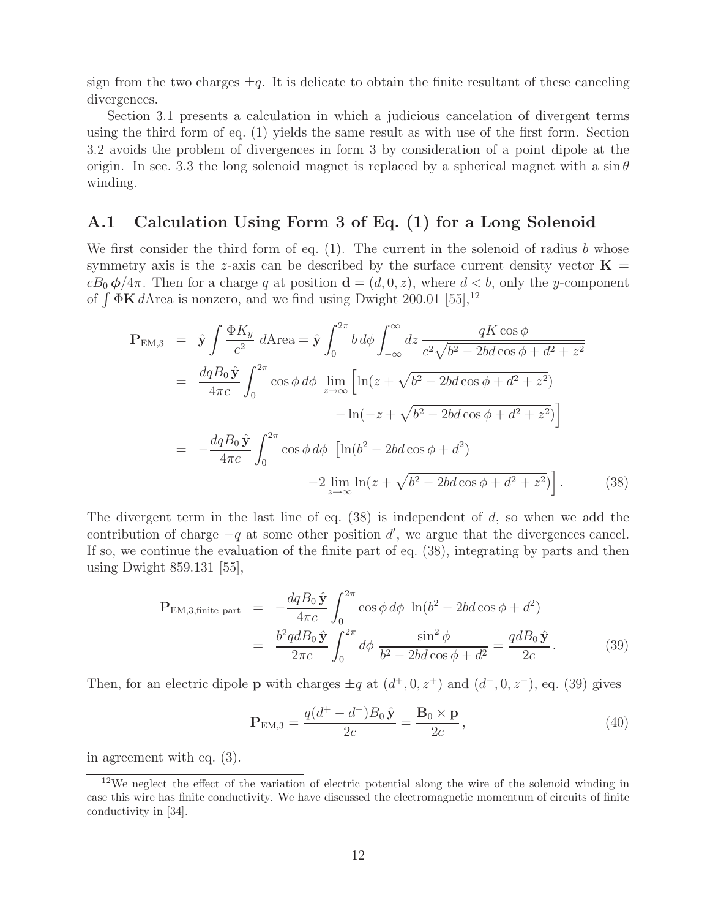sign from the two charges $\pm q$. It is delicate to obtain the finite resultant of these canceling divergences.

Section 3.1 presents a calculation in which a judicious cancelation of divergent terms using the third form of eq. (1) yields the same result as with use of the first form. Section 3.2 avoids the problem of divergences in form 3 by consideration of a point dipole at the origin. In sec. 3.3 the long solenoid magnet is replaced by a spherical magnet with a $\sin\theta$ winding.

## A.1 Calculation Using Form 3 of Eq. (1) for a Long Solenoid

We first consider the third form of eq. (1). The current in the solenoid of radius $b$ whose symmetry axis is the $z$-axis can be described by the surface current density vector $\mathbf{K} = cB_0\,\boldsymbol{\phi}/4\pi$. Then for a charge $q$ at position $\mathbf{d} = (d, 0, z)$, where $d < b$, only the $y$-component of $\int \Phi\mathbf{K}\, d\text{Area}$ is nonzero, and we find using Dwight 200.01 [55],[12]

$$
\begin{aligned}
\mathbf{P}_{\text{EM},3} &= \hat{\mathbf{y}} \int \frac{\Phi K_y}{c^2}\, d\text{Area} = \hat{\mathbf{y}} \int_0^{2\pi} b\, d\phi \int_{-\infty}^{\infty} dz\, \frac{qK\cos\phi}{c^2\sqrt{b^2 - 2bd\cos\phi + d^2 + z^2}} \\
&= \frac{dqB_0\,\hat{\mathbf{y}}}{4\pi c} \int_0^{2\pi} \cos\phi\, d\phi\, \lim_{z\to\infty} \Big[\ln(z + \sqrt{b^2 - 2bd\cos\phi + d^2 + z^2}) \\
&\qquad\qquad - \ln(-z + \sqrt{b^2 - 2bd\cos\phi + d^2 + z^2})\Big] \\
&= -\frac{dqB_0\,\hat{\mathbf{y}}}{4\pi c} \int_0^{2\pi} \cos\phi\, d\phi\, \Big[\ln(b^2 - 2bd\cos\phi + d^2) \\
&\qquad\qquad -2 \lim_{z\to\infty} \ln(z + \sqrt{b^2 - 2bd\cos\phi + d^2 + z^2})\Big]. \qquad (38)
\end{aligned}
$$

The divergent term in the last line of eq. (38) is independent of $d$, so when we add the contribution of charge $-q$ at some other position $d'$, we argue that the divergences cancel. If so, we continue the evaluation of the finite part of eq. (38), integrating by parts and then using Dwight 859.131 [55],

$$
\begin{aligned}
\mathbf{P}_{\text{EM},3,\text{finite part}} &= -\frac{dqB_0\,\hat{\mathbf{y}}}{4\pi c} \int_0^{2\pi} \cos\phi\, d\phi\, \ln(b^2 - 2bd\cos\phi + d^2) \\
&= \frac{b^2 qdB_0\,\hat{\mathbf{y}}}{2\pi c} \int_0^{2\pi} d\phi\, \frac{\sin^2\phi}{b^2 - 2bd\cos\phi + d^2} = \frac{qdB_0\,\hat{\mathbf{y}}}{2c}. \qquad (39)
\end{aligned}
$$

Then, for an electric dipole $\mathbf{p}$ with charges $\pm q$ at $(d^+, 0, z^+)$ and $(d^-, 0, z^-)$, eq. (39) gives

$$
\mathbf{P}_{\text{EM},3} = \frac{q(d^+ - d^-)B_0\,\hat{\mathbf{y}}}{2c} = \frac{\mathbf{B}_0 \times \mathbf{p}}{2c}, \qquad (40)
$$

in agreement with eq. (3).

---

[12] We neglect the effect of the variation of electric potential along the wire of the solenoid winding in case this wire has finite conductivity. We have discussed the electromagnetic momentum of circuits of finite conductivity in [34].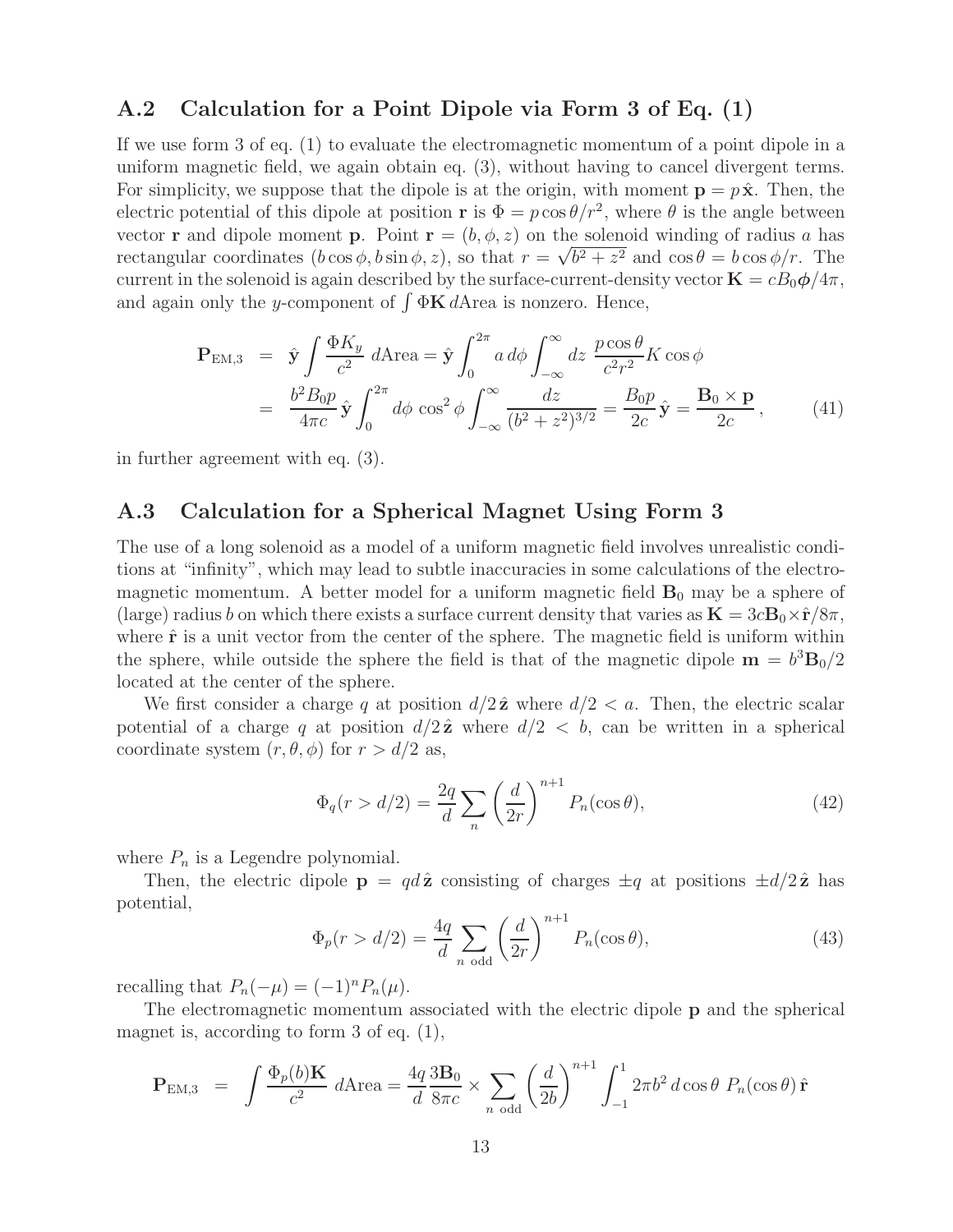## A.2 Calculation for a Point Dipole via Form 3 of Eq. (1)

If we use form 3 of eq. (1) to evaluate the electromagnetic momentum of a point dipole in a uniform magnetic field, we again obtain eq. (3), without having to cancel divergent terms. For simplicity, we suppose that the dipole is at the origin, with moment $\mathbf{p} = p\,\hat{\mathbf{x}}$. Then, the electric potential of this dipole at position $\mathbf{r}$ is $\Phi = p\cos\theta/r^2$, where $\theta$ is the angle between vector $\mathbf{r}$ and dipole moment $\mathbf{p}$. Point $\mathbf{r} = (b, \phi, z)$ on the solenoid winding of radius $a$ has rectangular coordinates $(b\cos\phi, b\sin\phi, z)$, so that $r = \sqrt{b^2 + z^2}$ and $\cos\theta = b\cos\phi/r$. The current in the solenoid is again described by the surface-current-density vector $\mathbf{K} = cB_0\boldsymbol{\phi}/4\pi$, and again only the $y$-component of $\int \Phi\mathbf{K}\, d\text{Area}$ is nonzero. Hence,

$$
\begin{aligned}
\mathbf{P}_{\text{EM},3} &= \hat{\mathbf{y}} \int \frac{\Phi K_y}{c^2}\, d\text{Area} = \hat{\mathbf{y}} \int_0^{2\pi} a\, d\phi \int_{-\infty}^{\infty} dz\, \frac{p\cos\theta}{c^2 r^2} K\cos\phi \\
&= \frac{b^2 B_0 p}{4\pi c}\,\hat{\mathbf{y}} \int_0^{2\pi} d\phi\, \cos^2\phi \int_{-\infty}^{\infty} \frac{dz}{(b^2+z^2)^{3/2}} = \frac{B_0 p}{2c}\,\hat{\mathbf{y}} = \frac{\mathbf{B}_0 \times \mathbf{p}}{2c}\,, \qquad (41)
\end{aligned}
$$

in further agreement with eq. (3).

## A.3 Calculation for a Spherical Magnet Using Form 3

The use of a long solenoid as a model of a uniform magnetic field involves unrealistic conditions at "infinity", which may lead to subtle inaccuracies in some calculations of the electromagnetic momentum. A better model for a uniform magnetic field $\mathbf{B}_0$ may be a sphere of (large) radius $b$ on which there exists a surface current density that varies as $\mathbf{K} = 3c\mathbf{B}_0\times\hat{\mathbf{r}}/8\pi$, where $\hat{\mathbf{r}}$ is a unit vector from the center of the sphere. The magnetic field is uniform within the sphere, while outside the sphere the field is that of the magnetic dipole $\mathbf{m} = b^3\mathbf{B}_0/2$ located at the center of the sphere.

We first consider a charge $q$ at position $d/2\,\hat{\mathbf{z}}$ where $d/2 < a$. Then, the electric scalar potential of a charge $q$ at position $d/2\,\hat{\mathbf{z}}$ where $d/2 < b$, can be written in a spherical coordinate system $(r, \theta, \phi)$ for $r > d/2$ as,

$$
\Phi_q(r > d/2) = \frac{2q}{d} \sum_n \left(\frac{d}{2r}\right)^{n+1} P_n(\cos\theta), \qquad (42)
$$

where $P_n$ is a Legendre polynomial.

Then, the electric dipole $\mathbf{p} = qd\,\hat{\mathbf{z}}$ consisting of charges $\pm q$ at positions $\pm d/2\,\hat{\mathbf{z}}$ has potential,

$$
\Phi_p(r > d/2) = \frac{4q}{d} \sum_{n \text{ odd}} \left(\frac{d}{2r}\right)^{n+1} P_n(\cos\theta), \qquad (43)
$$

recalling that $P_n(-\mu) = (-1)^n P_n(\mu)$.

The electromagnetic momentum associated with the electric dipole $\mathbf{p}$ and the spherical magnet is, according to form 3 of eq. (1),

$$
\mathbf{P}_{\text{EM},3} = \int \frac{\Phi_p(b)\mathbf{K}}{c^2}\, d\text{Area} = \frac{4q}{d}\frac{3\mathbf{B}_0}{8\pi c} \times \sum_{n \text{ odd}} \left(\frac{d}{2b}\right)^{n+1} \int_{-1}^{1} 2\pi b^2\, d\cos\theta\, P_n(\cos\theta)\,\hat{\mathbf{r}}
$$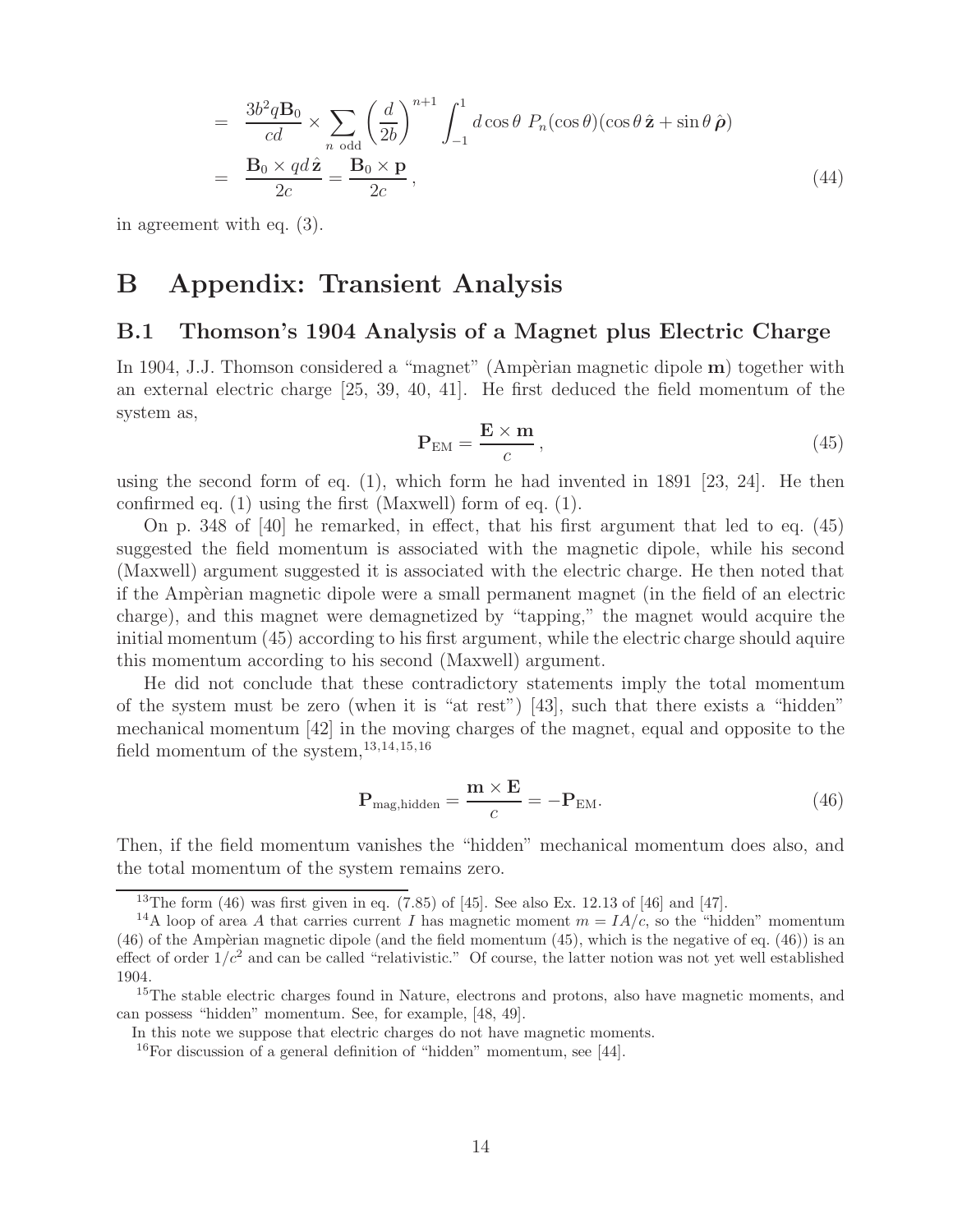$$
\begin{aligned}
&= \frac{3b^2 q\mathbf{B}_0}{cd} \times \sum_{n\ \mathrm{odd}} \left(\frac{d}{2b}\right)^{n+1} \int_{-1}^{1} d\cos\theta\ P_n(\cos\theta)(\cos\theta\,\hat{\mathbf{z}} + \sin\theta\,\hat{\boldsymbol{\rho}}) \\
&= \frac{\mathbf{B}_0 \times qd\,\hat{\mathbf{z}}}{2c} = \frac{\mathbf{B}_0 \times \mathbf{p}}{2c}\,, \qquad (44)
\end{aligned}
$$

in agreement with eq. (3).

# B Appendix: Transient Analysis

## B.1 Thomson's 1904 Analysis of a Magnet plus Electric Charge

In 1904, J.J. Thomson considered a "magnet" (Ampèrian magnetic dipole $\mathbf{m}$) together with an external electric charge [25, 39, 40, 41]. He first deduced the field momentum of the system as,

$$
\mathbf{P}_{\mathrm{EM}} = \frac{\mathbf{E} \times \mathbf{m}}{c}\,, \qquad (45)
$$

using the second form of eq. (1), which form he had invented in 1891 [23, 24]. He then confirmed eq. (1) using the first (Maxwell) form of eq. (1).

On p. 348 of [40] he remarked, in effect, that his first argument that led to eq. (45) suggested the field momentum is associated with the magnetic dipole, while his second (Maxwell) argument suggested it is associated with the electric charge. He then noted that if the Ampèrian magnetic dipole were a small permanent magnet (in the field of an electric charge), and this magnet were demagnetized by "tapping," the magnet would acquire the initial momentum (45) according to his first argument, while the electric charge should aquire this momentum according to his second (Maxwell) argument.

He did not conclude that these contradictory statements imply the total momentum of the system must be zero (when it is "at rest") [43], such that there exists a "hidden" mechanical momentum [42] in the moving charges of the magnet, equal and opposite to the field momentum of the system,[13,14,15,16]

$$
\mathbf{P}_{\mathrm{mag,hidden}} = \frac{\mathbf{m} \times \mathbf{E}}{c} = -\mathbf{P}_{\mathrm{EM}}. \qquad (46)
$$

Then, if the field momentum vanishes the "hidden" mechanical momentum does also, and the total momentum of the system remains zero.

---

[13] The form (46) was first given in eq. (7.85) of [45]. See also Ex. 12.13 of [46] and [47].

[14] A loop of area $A$ that carries current $I$ has magnetic moment $m = IA/c$, so the "hidden" momentum (46) of the Ampèrian magnetic dipole (and the field momentum (45), which is the negative of eq. (46)) is an effect of order $1/c^2$ and can be called "relativistic." Of course, the latter notion was not yet well established 1904.

[15] The stable electric charges found in Nature, electrons and protons, also have magnetic moments, and can possess "hidden" momentum. See, for example, [48, 49].

In this note we suppose that electric charges do not have magnetic moments.

[16] For discussion of a general definition of "hidden" momentum, see [44].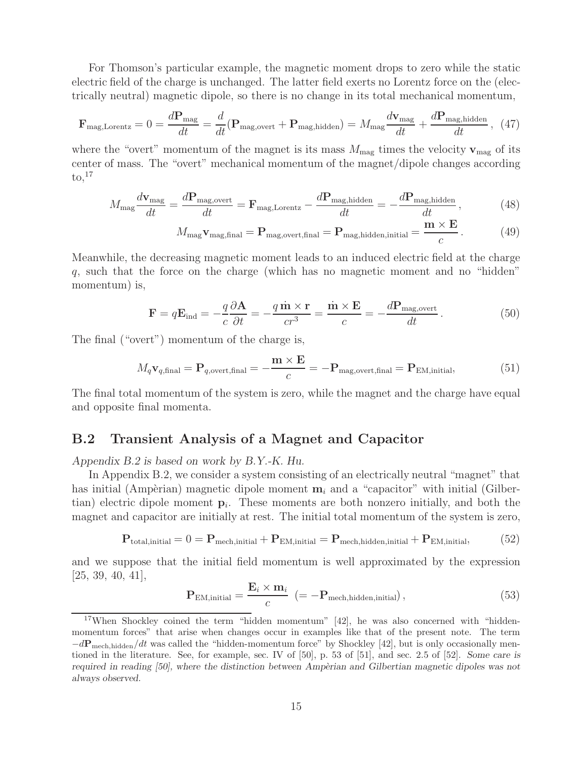For Thomson's particular example, the magnetic moment drops to zero while the static electric field of the charge is unchanged. The latter field exerts no Lorentz force on the (electrically neutral) magnetic dipole, so there is no change in its total mechanical momentum,

$$\mathbf{F}_{\rm mag,Lorentz} = 0 = \frac{d\mathbf{P}_{\rm mag}}{dt} = \frac{d}{dt}(\mathbf{P}_{\rm mag,overt} + \mathbf{P}_{\rm mag,hidden}) = M_{\rm mag}\frac{d\mathbf{v}_{\rm mag}}{dt} + \frac{d\mathbf{P}_{\rm mag,hidden}}{dt}\,, \quad (47)$$

where the "overt" momentum of the magnet is its mass $M_{\rm mag}$ times the velocity $\mathbf{v}_{\rm mag}$ of its center of mass. The "overt" mechanical momentum of the magnet/dipole changes according to,[17]

$$M_{\rm mag}\frac{d\mathbf{v}_{\rm mag}}{dt} = \frac{d\mathbf{P}_{\rm mag,overt}}{dt} = \mathbf{F}_{\rm mag,Lorentz} - \frac{d\mathbf{P}_{\rm mag,hidden}}{dt} = -\frac{d\mathbf{P}_{\rm mag,hidden}}{dt}\,, \quad (48)$$

$$M_{\rm mag}\mathbf{v}_{\rm mag,final} = \mathbf{P}_{\rm mag,overt,final} = \mathbf{P}_{\rm mag,hidden,initial} = \frac{\mathbf{m}\times\mathbf{E}}{c}\,. \quad (49)$$

Meanwhile, the decreasing magnetic moment leads to an induced electric field at the charge $q$, such that the force on the charge (which has no magnetic moment and no "hidden" momentum) is,

$$\mathbf{F} = q\mathbf{E}_{\rm ind} = -\frac{q}{c}\frac{\partial\mathbf{A}}{\partial t} = -\frac{q\,\dot{\mathbf{m}}\times\mathbf{r}}{cr^3} = \frac{\dot{\mathbf{m}}\times\mathbf{E}}{c} = -\frac{d\mathbf{P}_{\rm mag,overt}}{dt}\,. \quad (50)$$

The final ("overt") momentum of the charge is,

$$M_q\mathbf{v}_{q,\rm final} = \mathbf{P}_{q,\rm overt,final} = -\frac{\mathbf{m}\times\mathbf{E}}{c} = -\mathbf{P}_{\rm mag,overt,final} = \mathbf{P}_{\rm EM,initial}, \quad (51)$$

The final total momentum of the system is zero, while the magnet and the charge have equal and opposite final momenta.

## B.2 Transient Analysis of a Magnet and Capacitor

*Appendix B.2 is based on work by B.Y.-K. Hu.*

In Appendix B.2, we consider a system consisting of an electrically neutral "magnet" that has initial (Ampèrian) magnetic dipole moment $\mathbf{m}_i$ and a "capacitor" with initial (Gilbertian) electric dipole moment $\mathbf{p}_i$. These moments are both nonzero initially, and both the magnet and capacitor are initially at rest. The initial total momentum of the system is zero,

$$\mathbf{P}_{\rm total,initial} = 0 = \mathbf{P}_{\rm mech,initial} + \mathbf{P}_{\rm EM,initial} = \mathbf{P}_{\rm mech,hidden,initial} + \mathbf{P}_{\rm EM,initial}, \quad (52)$$

and we suppose that the initial field momentum is well approximated by the expression [25, 39, 40, 41],

$$\mathbf{P}_{\rm EM,initial} = \frac{\mathbf{E}_i\times\mathbf{m}_i}{c} \ \ (= -\mathbf{P}_{\rm mech,hidden,initial})\,, \quad (53)$$

[17] When Shockley coined the term "hidden momentum" [42], he was also concerned with "hidden-momentum forces" that arise when changes occur in examples like that of the present note. The term $-d\mathbf{P}_{\rm mech,hidden}/dt$ was called the "hidden-momentum force" by Shockley [42], but is only occasionally mentioned in the literature. See, for example, sec. IV of [50], p. 53 of [51], and sec. 2.5 of [52]. *Some care is required in reading [50], where the distinction between Ampèrian and Gilbertian magnetic dipoles was not always observed.*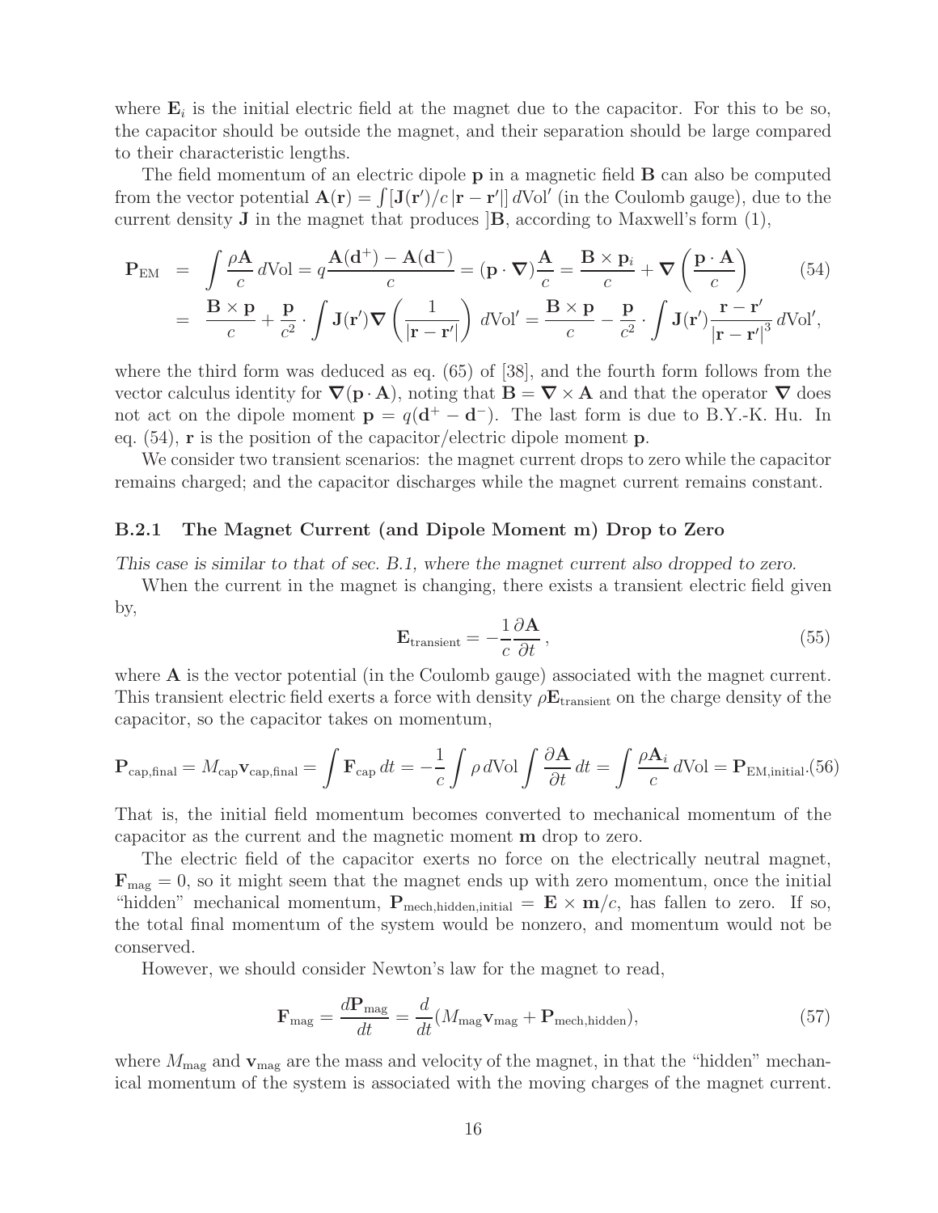where $\mathbf{E}_i$ is the initial electric field at the magnet due to the capacitor. For this to be so, the capacitor should be outside the magnet, and their separation should be large compared to their characteristic lengths.

The field momentum of an electric dipole $\mathbf{p}$ in a magnetic field $\mathbf{B}$ can also be computed from the vector potential $\mathbf{A}(\mathbf{r}) = \int [\mathbf{J}(\mathbf{r}')/c\,|\mathbf{r}-\mathbf{r}'|]\,d\mathrm{Vol}'$ (in the Coulomb gauge), due to the current density $\mathbf{J}$ in the magnet that produces ]$\mathbf{B}$, according to Maxwell's form (1),

$$
\begin{aligned}
\mathbf{P}_{\mathrm{EM}} &= \int \frac{\rho \mathbf{A}}{c}\,d\mathrm{Vol} = q\frac{\mathbf{A}(\mathbf{d}^+) - \mathbf{A}(\mathbf{d}^-)}{c} = (\mathbf{p}\cdot\boldsymbol{\nabla})\frac{\mathbf{A}}{c} = \frac{\mathbf{B}\times\mathbf{p}_i}{c} + \boldsymbol{\nabla}\left(\frac{\mathbf{p}\cdot\mathbf{A}}{c}\right) \\
&= \frac{\mathbf{B}\times\mathbf{p}}{c} + \frac{\mathbf{p}}{c^2}\cdot\int \mathbf{J}(\mathbf{r}')\boldsymbol{\nabla}\left(\frac{1}{|\mathbf{r}-\mathbf{r}'|}\right)\,d\mathrm{Vol}' = \frac{\mathbf{B}\times\mathbf{p}}{c} - \frac{\mathbf{p}}{c^2}\cdot\int \mathbf{J}(\mathbf{r}')\frac{\mathbf{r}-\mathbf{r}'}{|\mathbf{r}-\mathbf{r}'|^3}\,d\mathrm{Vol}',
\end{aligned}
\tag{54}
$$

where the third form was deduced as eq. (65) of [38], and the fourth form follows from the vector calculus identity for $\boldsymbol{\nabla}(\mathbf{p}\cdot\mathbf{A})$, noting that $\mathbf{B} = \boldsymbol{\nabla}\times\mathbf{A}$ and that the operator $\boldsymbol{\nabla}$ does not act on the dipole moment $\mathbf{p} = q(\mathbf{d}^+ - \mathbf{d}^-)$. The last form is due to B.Y.-K. Hu. In eq. (54), $\mathbf{r}$ is the position of the capacitor/electric dipole moment $\mathbf{p}$.

We consider two transient scenarios: the magnet current drops to zero while the capacitor remains charged; and the capacitor discharges while the magnet current remains constant.

### B.2.1 The Magnet Current (and Dipole Moment m) Drop to Zero

*This case is similar to that of sec. B.1, where the magnet current also dropped to zero.*

When the current in the magnet is changing, there exists a transient electric field given by,

$$
\mathbf{E}_{\mathrm{transient}} = -\frac{1}{c}\frac{\partial \mathbf{A}}{\partial t}\,,
\tag{55}
$$

where $\mathbf{A}$ is the vector potential (in the Coulomb gauge) associated with the magnet current. This transient electric field exerts a force with density $\rho\mathbf{E}_{\mathrm{transient}}$ on the charge density of the capacitor, so the capacitor takes on momentum,

$$
\mathbf{P}_{\mathrm{cap,final}} = M_{\mathrm{cap}}\mathbf{v}_{\mathrm{cap,final}} = \int \mathbf{F}_{\mathrm{cap}}\,dt = -\frac{1}{c}\int \rho\,d\mathrm{Vol}\int \frac{\partial \mathbf{A}}{\partial t}\,dt = \int \frac{\rho \mathbf{A}_i}{c}\,d\mathrm{Vol} = \mathbf{P}_{\mathrm{EM,initial}}.
\tag{56}
$$

That is, the initial field momentum becomes converted to mechanical momentum of the capacitor as the current and the magnetic moment $\mathbf{m}$ drop to zero.

The electric field of the capacitor exerts no force on the electrically neutral magnet, $\mathbf{F}_{\mathrm{mag}} = 0$, so it might seem that the magnet ends up with zero momentum, once the initial "hidden" mechanical momentum, $\mathbf{P}_{\mathrm{mech,hidden,initial}} = \mathbf{E}\times\mathbf{m}/c$, has fallen to zero. If so, the total final momentum of the system would be nonzero, and momentum would not be conserved.

However, we should consider Newton's law for the magnet to read,

$$
\mathbf{F}_{\mathrm{mag}} = \frac{d\mathbf{P}_{\mathrm{mag}}}{dt} = \frac{d}{dt}(M_{\mathrm{mag}}\mathbf{v}_{\mathrm{mag}} + \mathbf{P}_{\mathrm{mech,hidden}}),
\tag{57}
$$

where $M_{\mathrm{mag}}$ and $\mathbf{v}_{\mathrm{mag}}$ are the mass and velocity of the magnet, in that the "hidden" mechanical momentum of the system is associated with the moving charges of the magnet current.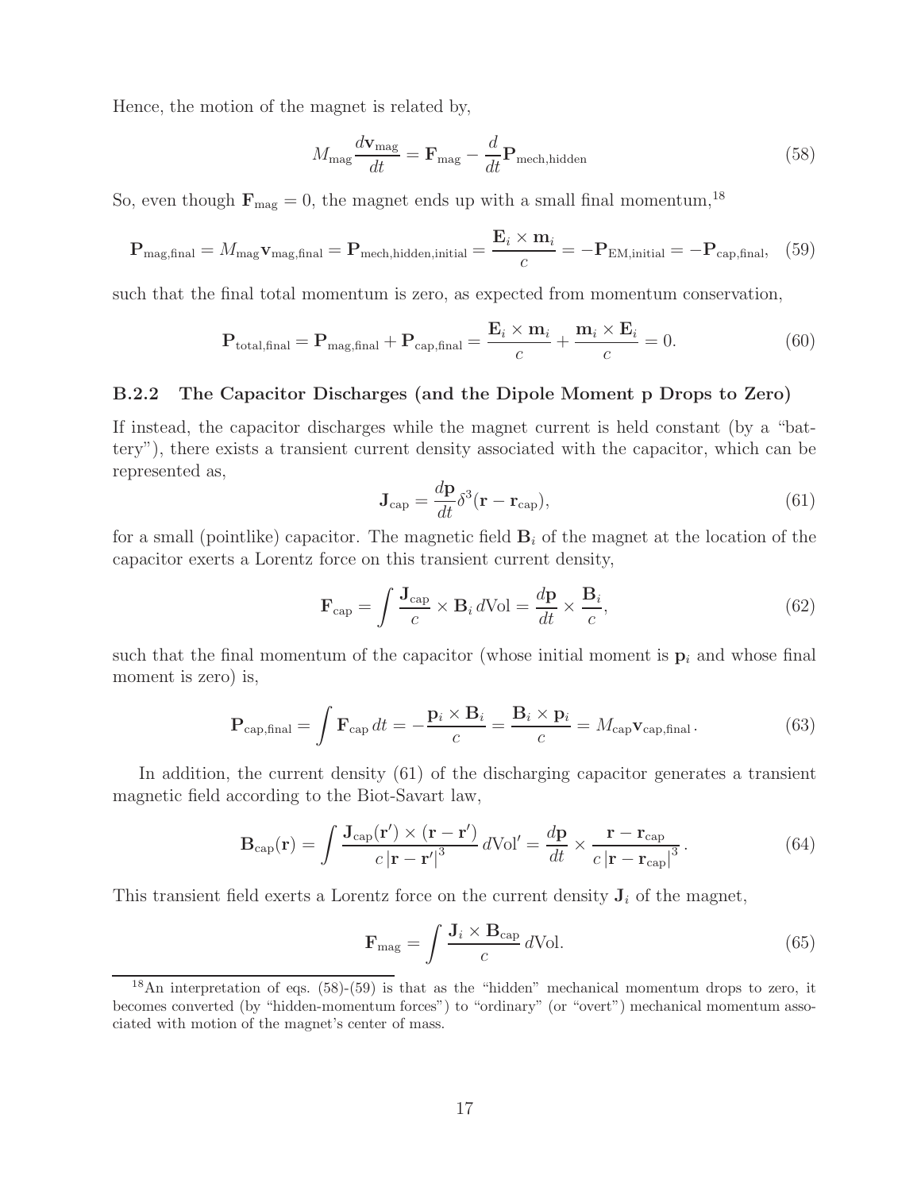Hence, the motion of the magnet is related by,

$$M_{\rm mag}\frac{d\mathbf{v}_{\rm mag}}{dt} = \mathbf{F}_{\rm mag} - \frac{d}{dt}\mathbf{P}_{\rm mech,hidden} \tag{58}$$

So, even though $\mathbf{F}_{\rm mag} = 0$, the magnet ends up with a small final momentum,[18]

$$\mathbf{P}_{\rm mag,final} = M_{\rm mag}\mathbf{v}_{\rm mag,final} = \mathbf{P}_{\rm mech,hidden,initial} = \frac{\mathbf{E}_i \times \mathbf{m}_i}{c} = -\mathbf{P}_{\rm EM,initial} = -\mathbf{P}_{\rm cap,final}, \tag{59}$$

such that the final total momentum is zero, as expected from momentum conservation,

$$\mathbf{P}_{\rm total,final} = \mathbf{P}_{\rm mag,final} + \mathbf{P}_{\rm cap,final} = \frac{\mathbf{E}_i \times \mathbf{m}_i}{c} + \frac{\mathbf{m}_i \times \mathbf{E}_i}{c} = 0. \tag{60}$$

### B.2.2 The Capacitor Discharges (and the Dipole Moment p Drops to Zero)

If instead, the capacitor discharges while the magnet current is held constant (by a "battery"), there exists a transient current density associated with the capacitor, which can be represented as,

$$\mathbf{J}_{\rm cap} = \frac{d\mathbf{p}}{dt}\delta^3(\mathbf{r} - \mathbf{r}_{\rm cap}), \tag{61}$$

for a small (pointlike) capacitor. The magnetic field $\mathbf{B}_i$ of the magnet at the location of the capacitor exerts a Lorentz force on this transient current density,

$$\mathbf{F}_{\rm cap} = \int \frac{\mathbf{J}_{\rm cap}}{c} \times \mathbf{B}_i \, d\text{Vol} = \frac{d\mathbf{p}}{dt} \times \frac{\mathbf{B}_i}{c}, \tag{62}$$

such that the final momentum of the capacitor (whose initial moment is $\mathbf{p}_i$ and whose final moment is zero) is,

$$\mathbf{P}_{\rm cap,final} = \int \mathbf{F}_{\rm cap}\, dt = -\frac{\mathbf{p}_i \times \mathbf{B}_i}{c} = \frac{\mathbf{B}_i \times \mathbf{p}_i}{c} = M_{\rm cap}\mathbf{v}_{\rm cap,final}\,. \tag{63}$$

In addition, the current density (61) of the discharging capacitor generates a transient magnetic field according to the Biot-Savart law,

$$\mathbf{B}_{\rm cap}(\mathbf{r}) = \int \frac{\mathbf{J}_{\rm cap}(\mathbf{r}') \times (\mathbf{r} - \mathbf{r}')}{c\,|\mathbf{r} - \mathbf{r}'|^3}\, d\text{Vol}' = \frac{d\mathbf{p}}{dt} \times \frac{\mathbf{r} - \mathbf{r}_{\rm cap}}{c\,|\mathbf{r} - \mathbf{r}_{\rm cap}|^3}\,. \tag{64}$$

This transient field exerts a Lorentz force on the current density $\mathbf{J}_i$ of the magnet,

$$\mathbf{F}_{\rm mag} = \int \frac{\mathbf{J}_i \times \mathbf{B}_{\rm cap}}{c}\, d\text{Vol}. \tag{65}$$

---

[18] An interpretation of eqs. (58)-(59) is that as the "hidden" mechanical momentum drops to zero, it becomes converted (by "hidden-momentum forces") to "ordinary" (or "overt") mechanical momentum associated with motion of the magnet's center of mass.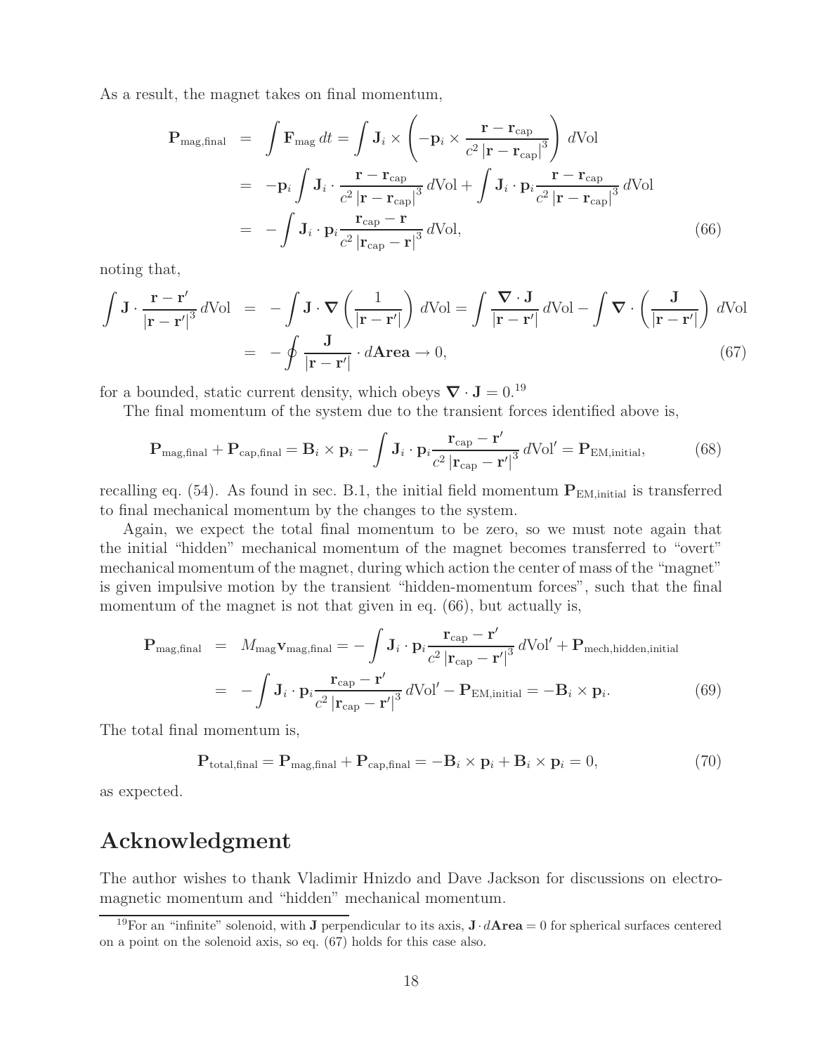As a result, the magnet takes on final momentum,

$$
\begin{aligned}
\mathbf{P}_{\rm mag,final} &= \int \mathbf{F}_{\rm mag}\, dt = \int \mathbf{J}_i \times \left( -\mathbf{p}_i \times \frac{\mathbf{r} - \mathbf{r}_{\rm cap}}{c^2 \left|\mathbf{r} - \mathbf{r}_{\rm cap}\right|^3} \right) d\text{Vol} \\
&= -\mathbf{p}_i \int \mathbf{J}_i \cdot \frac{\mathbf{r} - \mathbf{r}_{\rm cap}}{c^2 \left|\mathbf{r} - \mathbf{r}_{\rm cap}\right|^3}\, d\text{Vol} + \int \mathbf{J}_i \cdot \mathbf{p}_i \frac{\mathbf{r} - \mathbf{r}_{\rm cap}}{c^2 \left|\mathbf{r} - \mathbf{r}_{\rm cap}\right|^3}\, d\text{Vol} \\
&= -\int \mathbf{J}_i \cdot \mathbf{p}_i \frac{\mathbf{r}_{\rm cap} - \mathbf{r}}{c^2 \left|\mathbf{r}_{\rm cap} - \mathbf{r}\right|^3}\, d\text{Vol},
\end{aligned} \tag{66}
$$

noting that,

$$
\begin{aligned}
\int \mathbf{J} \cdot \frac{\mathbf{r} - \mathbf{r}'}{\left|\mathbf{r} - \mathbf{r}'\right|^3}\, d\text{Vol} &= -\int \mathbf{J} \cdot \boldsymbol{\nabla} \left( \frac{1}{\left|\mathbf{r} - \mathbf{r}'\right|} \right) d\text{Vol} = \int \frac{\boldsymbol{\nabla} \cdot \mathbf{J}}{\left|\mathbf{r} - \mathbf{r}'\right|}\, d\text{Vol} - \int \boldsymbol{\nabla} \cdot \left( \frac{\mathbf{J}}{\left|\mathbf{r} - \mathbf{r}'\right|} \right) d\text{Vol} \\
&= -\oint \frac{\mathbf{J}}{\left|\mathbf{r} - \mathbf{r}'\right|} \cdot d\mathbf{Area} \to 0,
\end{aligned} \tag{67}
$$

for a bounded, static current density, which obeys $\boldsymbol{\nabla} \cdot \mathbf{J} = 0$.[19]

The final momentum of the system due to the transient forces identified above is,

$$
\mathbf{P}_{\rm mag,final} + \mathbf{P}_{\rm cap,final} = \mathbf{B}_i \times \mathbf{p}_i - \int \mathbf{J}_i \cdot \mathbf{p}_i \frac{\mathbf{r}_{\rm cap} - \mathbf{r}'}{c^2 \left|\mathbf{r}_{\rm cap} - \mathbf{r}'\right|^3}\, d\text{Vol}' = \mathbf{P}_{\rm EM,initial}, \tag{68}
$$

recalling eq. (54). As found in sec. B.1, the initial field momentum $\mathbf{P}_{\rm EM,initial}$ is transferred to final mechanical momentum by the changes to the system.

Again, we expect the total final momentum to be zero, so we must note again that the initial "hidden" mechanical momentum of the magnet becomes transferred to "overt" mechanical momentum of the magnet, during which action the center of mass of the "magnet" is given impulsive motion by the transient "hidden-momentum forces", such that the final momentum of the magnet is not that given in eq. (66), but actually is,

$$
\begin{aligned}
\mathbf{P}_{\rm mag,final} &= M_{\rm mag} \mathbf{v}_{\rm mag,final} = -\int \mathbf{J}_i \cdot \mathbf{p}_i \frac{\mathbf{r}_{\rm cap} - \mathbf{r}'}{c^2 \left|\mathbf{r}_{\rm cap} - \mathbf{r}'\right|^3}\, d\text{Vol}' + \mathbf{P}_{\rm mech,hidden,initial} \\
&= -\int \mathbf{J}_i \cdot \mathbf{p}_i \frac{\mathbf{r}_{\rm cap} - \mathbf{r}'}{c^2 \left|\mathbf{r}_{\rm cap} - \mathbf{r}'\right|^3}\, d\text{Vol}' - \mathbf{P}_{\rm EM,initial} = -\mathbf{B}_i \times \mathbf{p}_i.
\end{aligned} \tag{69}
$$

The total final momentum is,

$$
\mathbf{P}_{\rm total,final} = \mathbf{P}_{\rm mag,final} + \mathbf{P}_{\rm cap,final} = -\mathbf{B}_i \times \mathbf{p}_i + \mathbf{B}_i \times \mathbf{p}_i = 0, \tag{70}
$$

as expected.

# Acknowledgment

The author wishes to thank Vladimir Hnizdo and Dave Jackson for discussions on electromagnetic momentum and "hidden" mechanical momentum.

[19] For an "infinite" solenoid, with $\mathbf{J}$ perpendicular to its axis, $\mathbf{J} \cdot d\mathbf{Area} = 0$ for spherical surfaces centered on a point on the solenoid axis, so eq. (67) holds for this case also.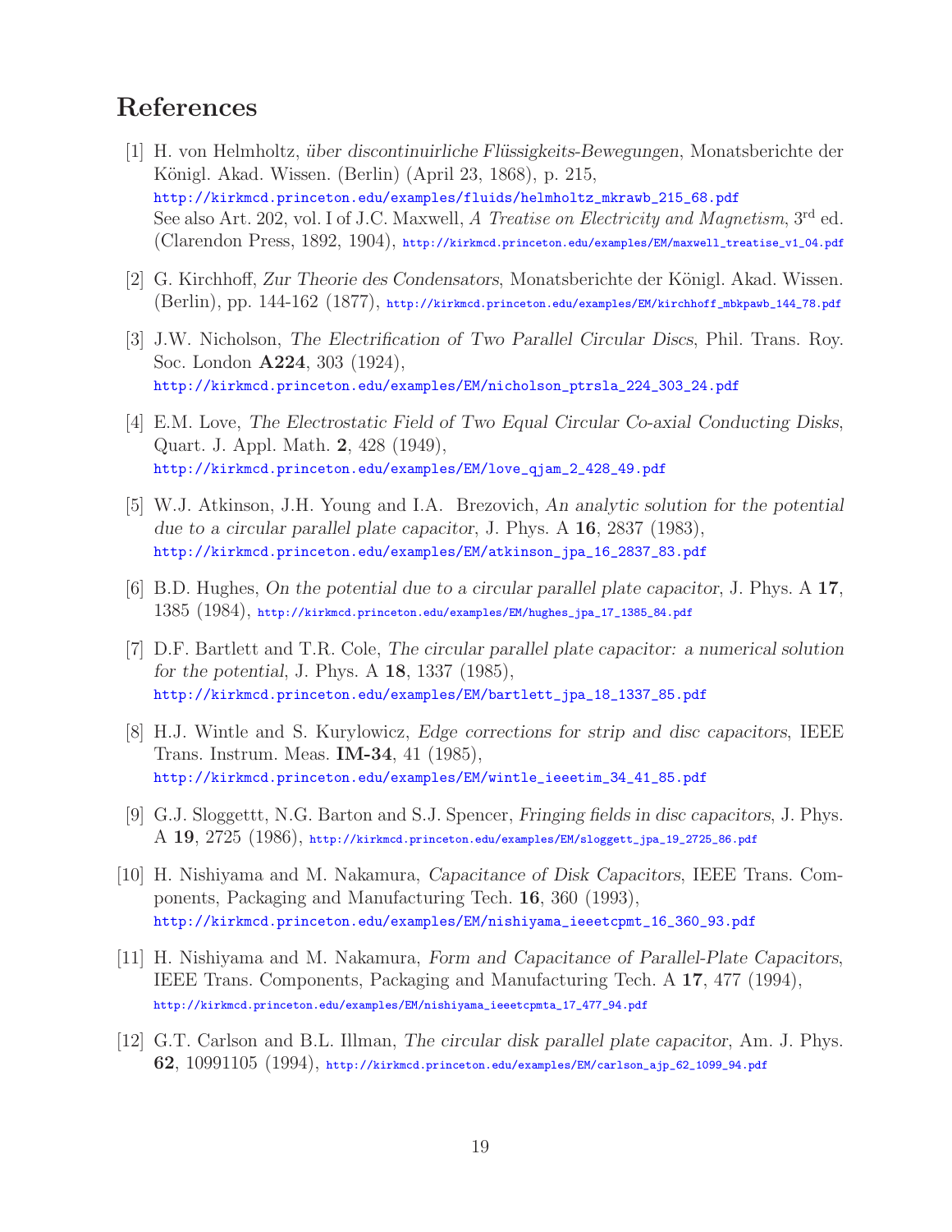## References

[1] H. von Helmholtz, *über discontinuirliche Flüssigkeits-Bewegungen*, Monatsberichte der Königl. Akad. Wissen. (Berlin) (April 23, 1868), p. 215,
http://kirkmcd.princeton.edu/examples/fluids/helmholtz_mkrawb_215_68.pdf
See also Art. 202, vol. I of J.C. Maxwell, *A Treatise on Electricity and Magnetism*, 3rd ed. (Clarendon Press, 1892, 1904), http://kirkmcd.princeton.edu/examples/EM/maxwell_treatise_v1_04.pdf

[2] G. Kirchhoff, *Zur Theorie des Condensators*, Monatsberichte der Königl. Akad. Wissen. (Berlin), pp. 144-162 (1877), http://kirkmcd.princeton.edu/examples/EM/kirchhoff_mbkpawb_144_78.pdf

[3] J.W. Nicholson, *The Electrification of Two Parallel Circular Discs*, Phil. Trans. Roy. Soc. London **A224**, 303 (1924),
http://kirkmcd.princeton.edu/examples/EM/nicholson_ptrsla_224_303_24.pdf

[4] E.M. Love, *The Electrostatic Field of Two Equal Circular Co-axial Conducting Disks*, Quart. J. Appl. Math. **2**, 428 (1949),
http://kirkmcd.princeton.edu/examples/EM/love_qjam_2_428_49.pdf

[5] W.J. Atkinson, J.H. Young and I.A. Brezovich, *An analytic solution for the potential due to a circular parallel plate capacitor*, J. Phys. A **16**, 2837 (1983),
http://kirkmcd.princeton.edu/examples/EM/atkinson_jpa_16_2837_83.pdf

[6] B.D. Hughes, *On the potential due to a circular parallel plate capacitor*, J. Phys. A **17**, 1385 (1984), http://kirkmcd.princeton.edu/examples/EM/hughes_jpa_17_1385_84.pdf

[7] D.F. Bartlett and T.R. Cole, *The circular parallel plate capacitor: a numerical solution for the potential*, J. Phys. A **18**, 1337 (1985),
http://kirkmcd.princeton.edu/examples/EM/bartlett_jpa_18_1337_85.pdf

[8] H.J. Wintle and S. Kurylowicz, *Edge corrections for strip and disc capacitors*, IEEE Trans. Instrum. Meas. **IM-34**, 41 (1985),
http://kirkmcd.princeton.edu/examples/EM/wintle_ieeetim_34_41_85.pdf

[9] G.J. Sloggettt, N.G. Barton and S.J. Spencer, *Fringing fields in disc capacitors*, J. Phys. A **19**, 2725 (1986), http://kirkmcd.princeton.edu/examples/EM/sloggett_jpa_19_2725_86.pdf

[10] H. Nishiyama and M. Nakamura, *Capacitance of Disk Capacitors*, IEEE Trans. Components, Packaging and Manufacturing Tech. **16**, 360 (1993),
http://kirkmcd.princeton.edu/examples/EM/nishiyama_ieeetcpmt_16_360_93.pdf

[11] H. Nishiyama and M. Nakamura, *Form and Capacitance of Parallel-Plate Capacitors*, IEEE Trans. Components, Packaging and Manufacturing Tech. A **17**, 477 (1994),
http://kirkmcd.princeton.edu/examples/EM/nishiyama_ieeetcpmta_17_477_94.pdf

[12] G.T. Carlson and B.L. Illman, *The circular disk parallel plate capacitor*, Am. J. Phys. **62**, 10991105 (1994), http://kirkmcd.princeton.edu/examples/EM/carlson_ajp_62_1099_94.pdf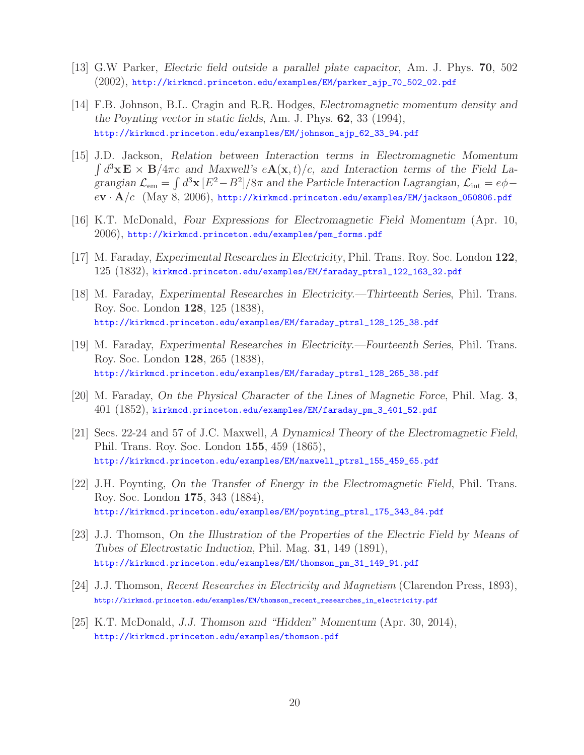[13] G.W Parker, *Electric field outside a parallel plate capacitor*, Am. J. Phys. **70**, 502 (2002), http://kirkmcd.princeton.edu/examples/EM/parker_ajp_70_502_02.pdf

[14] F.B. Johnson, B.L. Cragin and R.R. Hodges, *Electromagnetic momentum density and the Poynting vector in static fields*, Am. J. Phys. **62**, 33 (1994), http://kirkmcd.princeton.edu/examples/EM/johnson_ajp_62_33_94.pdf

[15] J.D. Jackson, *Relation between Interaction terms in Electromagnetic Momentum* $\int d^3\mathbf{x}\,\mathbf{E}\times\mathbf{B}/4\pi c$ *and Maxwell's* $e\mathbf{A}(\mathbf{x},t)/c$*, and Interaction terms of the Field Lagrangian* $\mathcal{L}_{\rm em} = \int d^3\mathbf{x}\,[E^2 - B^2]/8\pi$ *and the Particle Interaction Lagrangian,* $\mathcal{L}_{\rm int} = e\phi - e\mathbf{v}\cdot\mathbf{A}/c$ (May 8, 2006), http://kirkmcd.princeton.edu/examples/EM/jackson_050806.pdf

[16] K.T. McDonald, *Four Expressions for Electromagnetic Field Momentum* (Apr. 10, 2006), http://kirkmcd.princeton.edu/examples/pem_forms.pdf

[17] M. Faraday, *Experimental Researches in Electricity*, Phil. Trans. Roy. Soc. London **122**, 125 (1832), kirkmcd.princeton.edu/examples/EM/faraday_ptrsl_122_163_32.pdf

[18] M. Faraday, *Experimental Researches in Electricity.—Thirteenth Series*, Phil. Trans. Roy. Soc. London **128**, 125 (1838), http://kirkmcd.princeton.edu/examples/EM/faraday_ptrsl_128_125_38.pdf

[19] M. Faraday, *Experimental Researches in Electricity.—Fourteenth Series*, Phil. Trans. Roy. Soc. London **128**, 265 (1838), http://kirkmcd.princeton.edu/examples/EM/faraday_ptrsl_128_265_38.pdf

[20] M. Faraday, *On the Physical Character of the Lines of Magnetic Force*, Phil. Mag. **3**, 401 (1852), kirkmcd.princeton.edu/examples/EM/faraday_pm_3_401_52.pdf

[21] Secs. 22-24 and 57 of J.C. Maxwell, *A Dynamical Theory of the Electromagnetic Field*, Phil. Trans. Roy. Soc. London **155**, 459 (1865), http://kirkmcd.princeton.edu/examples/EM/maxwell_ptrsl_155_459_65.pdf

[22] J.H. Poynting, *On the Transfer of Energy in the Electromagnetic Field*, Phil. Trans. Roy. Soc. London **175**, 343 (1884), http://kirkmcd.princeton.edu/examples/EM/poynting_ptrsl_175_343_84.pdf

[23] J.J. Thomson, *On the Illustration of the Properties of the Electric Field by Means of Tubes of Electrostatic Induction*, Phil. Mag. **31**, 149 (1891), http://kirkmcd.princeton.edu/examples/EM/thomson_pm_31_149_91.pdf

[24] J.J. Thomson, *Recent Researches in Electricity and Magnetism* (Clarendon Press, 1893), http://kirkmcd.princeton.edu/examples/EM/thomson_recent_researches_in_electricity.pdf

[25] K.T. McDonald, *J.J. Thomson and "Hidden" Momentum* (Apr. 30, 2014), http://kirkmcd.princeton.edu/examples/thomson.pdf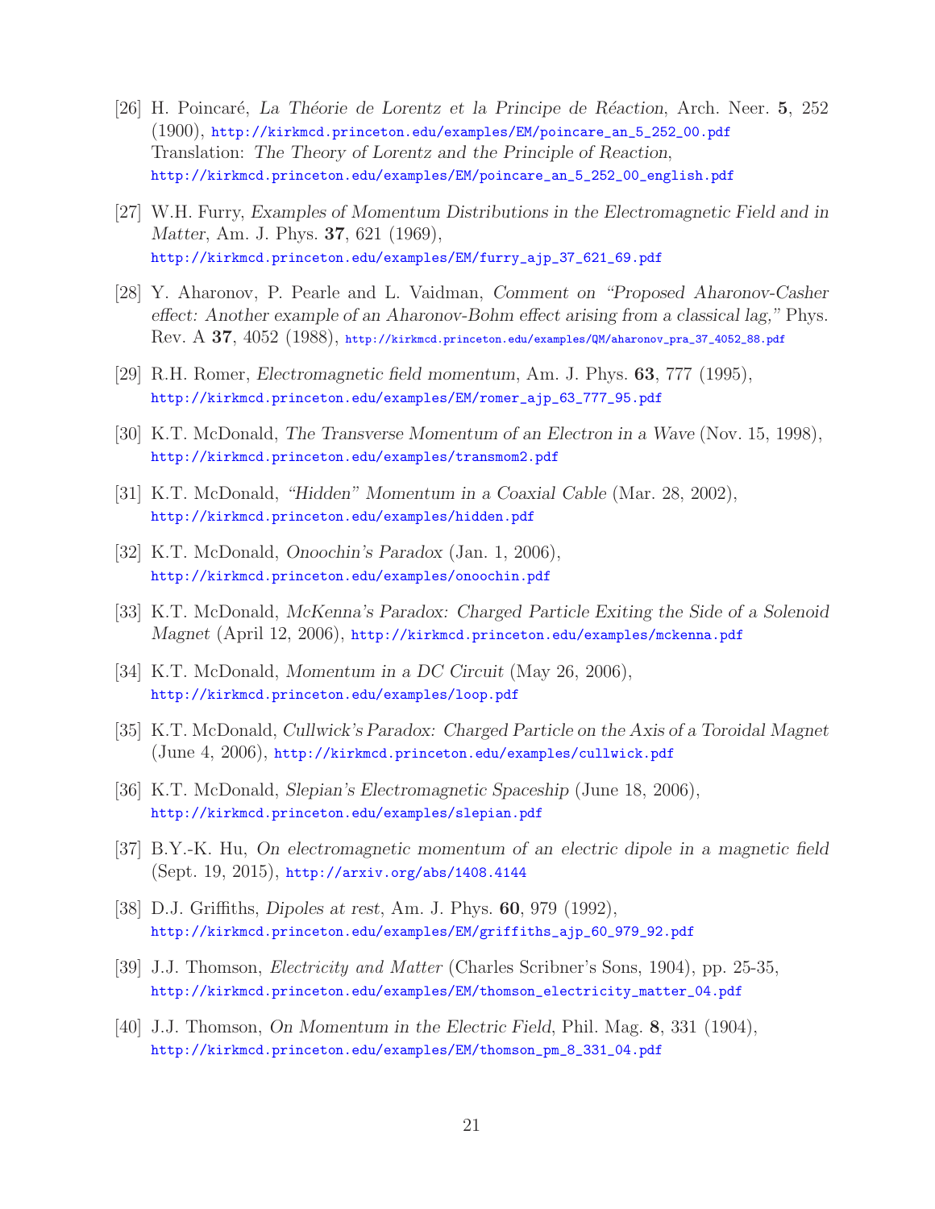[26] H. Poincaré, *La Théorie de Lorentz et la Principe de Réaction*, Arch. Neer. **5**, 252 (1900), http://kirkmcd.princeton.edu/examples/EM/poincare_an_5_252_00.pdf
Translation: *The Theory of Lorentz and the Principle of Reaction*, http://kirkmcd.princeton.edu/examples/EM/poincare_an_5_252_00_english.pdf

[27] W.H. Furry, *Examples of Momentum Distributions in the Electromagnetic Field and in Matter*, Am. J. Phys. **37**, 621 (1969), http://kirkmcd.princeton.edu/examples/EM/furry_ajp_37_621_69.pdf

[28] Y. Aharonov, P. Pearle and L. Vaidman, *Comment on "Proposed Aharonov-Casher effect: Another example of an Aharonov-Bohm effect arising from a classical lag,"* Phys. Rev. A **37**, 4052 (1988), http://kirkmcd.princeton.edu/examples/QM/aharonov_pra_37_4052_88.pdf

[29] R.H. Romer, *Electromagnetic field momentum*, Am. J. Phys. **63**, 777 (1995), http://kirkmcd.princeton.edu/examples/EM/romer_ajp_63_777_95.pdf

[30] K.T. McDonald, *The Transverse Momentum of an Electron in a Wave* (Nov. 15, 1998), http://kirkmcd.princeton.edu/examples/transmom2.pdf

[31] K.T. McDonald, *"Hidden" Momentum in a Coaxial Cable* (Mar. 28, 2002), http://kirkmcd.princeton.edu/examples/hidden.pdf

[32] K.T. McDonald, *Onoochin's Paradox* (Jan. 1, 2006), http://kirkmcd.princeton.edu/examples/onoochin.pdf

[33] K.T. McDonald, *McKenna's Paradox: Charged Particle Exiting the Side of a Solenoid Magnet* (April 12, 2006), http://kirkmcd.princeton.edu/examples/mckenna.pdf

[34] K.T. McDonald, *Momentum in a DC Circuit* (May 26, 2006), http://kirkmcd.princeton.edu/examples/loop.pdf

[35] K.T. McDonald, *Cullwick's Paradox: Charged Particle on the Axis of a Toroidal Magnet* (June 4, 2006), http://kirkmcd.princeton.edu/examples/cullwick.pdf

[36] K.T. McDonald, *Slepian's Electromagnetic Spaceship* (June 18, 2006), http://kirkmcd.princeton.edu/examples/slepian.pdf

[37] B.Y.-K. Hu, *On electromagnetic momentum of an electric dipole in a magnetic field* (Sept. 19, 2015), http://arxiv.org/abs/1408.4144

[38] D.J. Griffiths, *Dipoles at rest*, Am. J. Phys. **60**, 979 (1992), http://kirkmcd.princeton.edu/examples/EM/griffiths_ajp_60_979_92.pdf

[39] J.J. Thomson, *Electricity and Matter* (Charles Scribner's Sons, 1904), pp. 25-35, http://kirkmcd.princeton.edu/examples/EM/thomson_electricity_matter_04.pdf

[40] J.J. Thomson, *On Momentum in the Electric Field*, Phil. Mag. **8**, 331 (1904), http://kirkmcd.princeton.edu/examples/EM/thomson_pm_8_331_04.pdf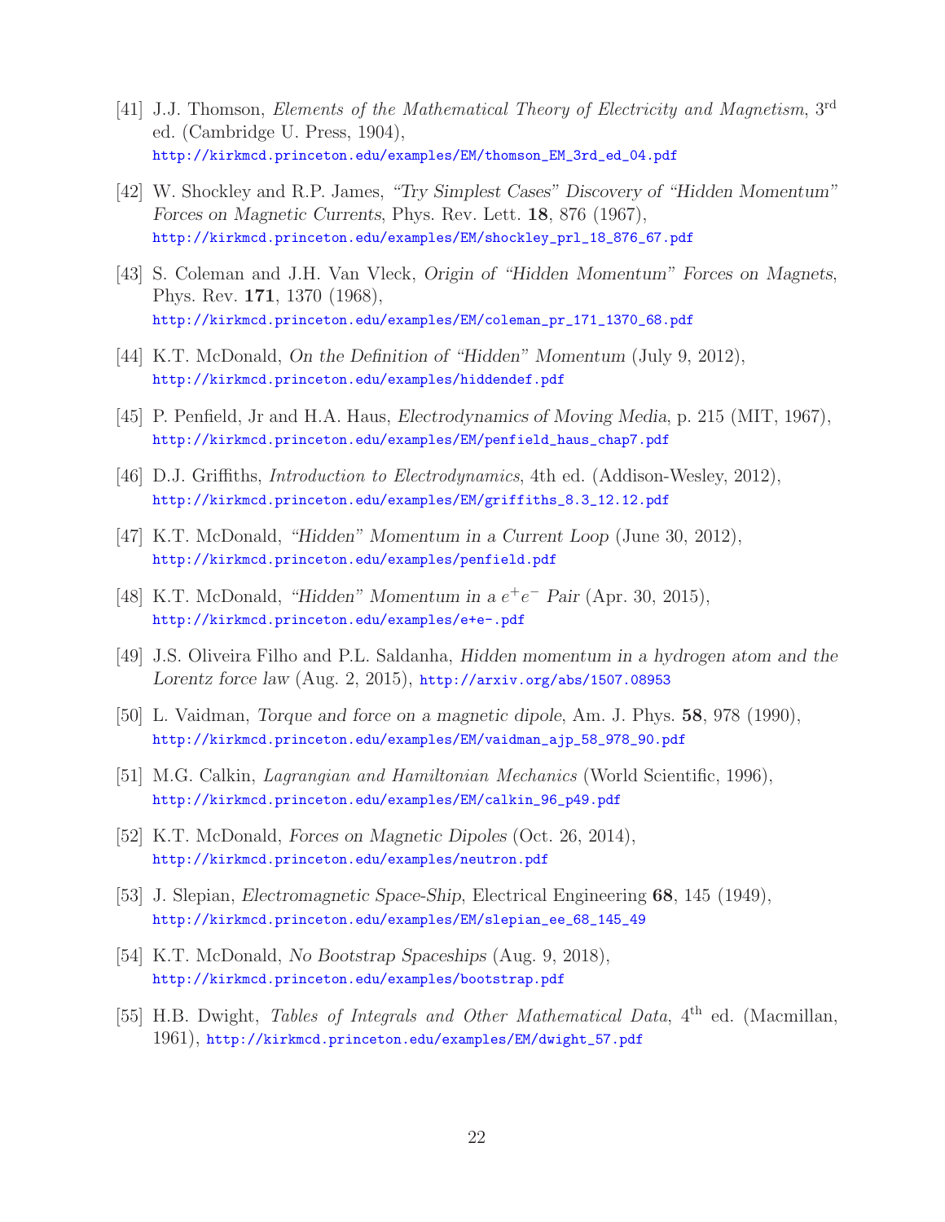[41] J.J. Thomson, *Elements of the Mathematical Theory of Electricity and Magnetism*, 3rd ed. (Cambridge U. Press, 1904),
http://kirkmcd.princeton.edu/examples/EM/thomson_EM_3rd_ed_04.pdf

[42] W. Shockley and R.P. James, *"Try Simplest Cases" Discovery of "Hidden Momentum" Forces on Magnetic Currents*, Phys. Rev. Lett. **18**, 876 (1967),
http://kirkmcd.princeton.edu/examples/EM/shockley_prl_18_876_67.pdf

[43] S. Coleman and J.H. Van Vleck, *Origin of "Hidden Momentum" Forces on Magnets*, Phys. Rev. **171**, 1370 (1968),
http://kirkmcd.princeton.edu/examples/EM/coleman_pr_171_1370_68.pdf

[44] K.T. McDonald, *On the Definition of "Hidden" Momentum* (July 9, 2012),
http://kirkmcd.princeton.edu/examples/hiddendef.pdf

[45] P. Penfield, Jr and H.A. Haus, *Electrodynamics of Moving Media*, p. 215 (MIT, 1967),
http://kirkmcd.princeton.edu/examples/EM/penfield_haus_chap7.pdf

[46] D.J. Griffiths, *Introduction to Electrodynamics*, 4th ed. (Addison-Wesley, 2012),
http://kirkmcd.princeton.edu/examples/EM/griffiths_8.3_12.12.pdf

[47] K.T. McDonald, *"Hidden" Momentum in a Current Loop* (June 30, 2012),
http://kirkmcd.princeton.edu/examples/penfield.pdf

[48] K.T. McDonald, *"Hidden" Momentum in a $e^+e^-$ Pair* (Apr. 30, 2015),
http://kirkmcd.princeton.edu/examples/e+e-.pdf

[49] J.S. Oliveira Filho and P.L. Saldanha, *Hidden momentum in a hydrogen atom and the Lorentz force law* (Aug. 2, 2015), http://arxiv.org/abs/1507.08953

[50] L. Vaidman, *Torque and force on a magnetic dipole*, Am. J. Phys. **58**, 978 (1990),
http://kirkmcd.princeton.edu/examples/EM/vaidman_ajp_58_978_90.pdf

[51] M.G. Calkin, *Lagrangian and Hamiltonian Mechanics* (World Scientific, 1996),
http://kirkmcd.princeton.edu/examples/EM/calkin_96_p49.pdf

[52] K.T. McDonald, *Forces on Magnetic Dipoles* (Oct. 26, 2014),
http://kirkmcd.princeton.edu/examples/neutron.pdf

[53] J. Slepian, *Electromagnetic Space-Ship*, Electrical Engineering **68**, 145 (1949),
http://kirkmcd.princeton.edu/examples/EM/slepian_ee_68_145_49

[54] K.T. McDonald, *No Bootstrap Spaceships* (Aug. 9, 2018),
http://kirkmcd.princeton.edu/examples/bootstrap.pdf

[55] H.B. Dwight, *Tables of Integrals and Other Mathematical Data*, 4th ed. (Macmillan, 1961), http://kirkmcd.princeton.edu/examples/EM/dwight_57.pdf